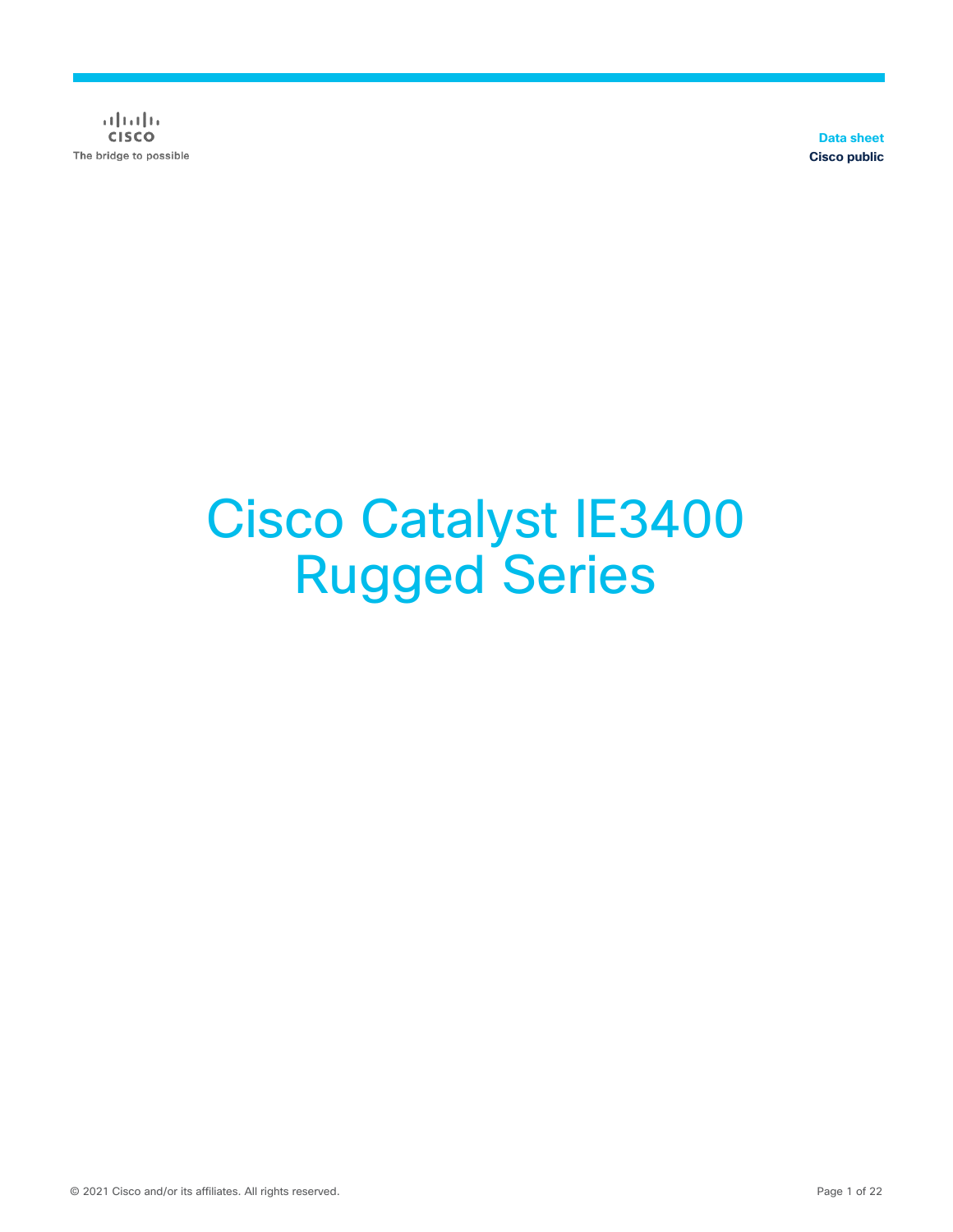Data sheet
Cisco public

# Cisco Catalyst IE3400 Rugged Series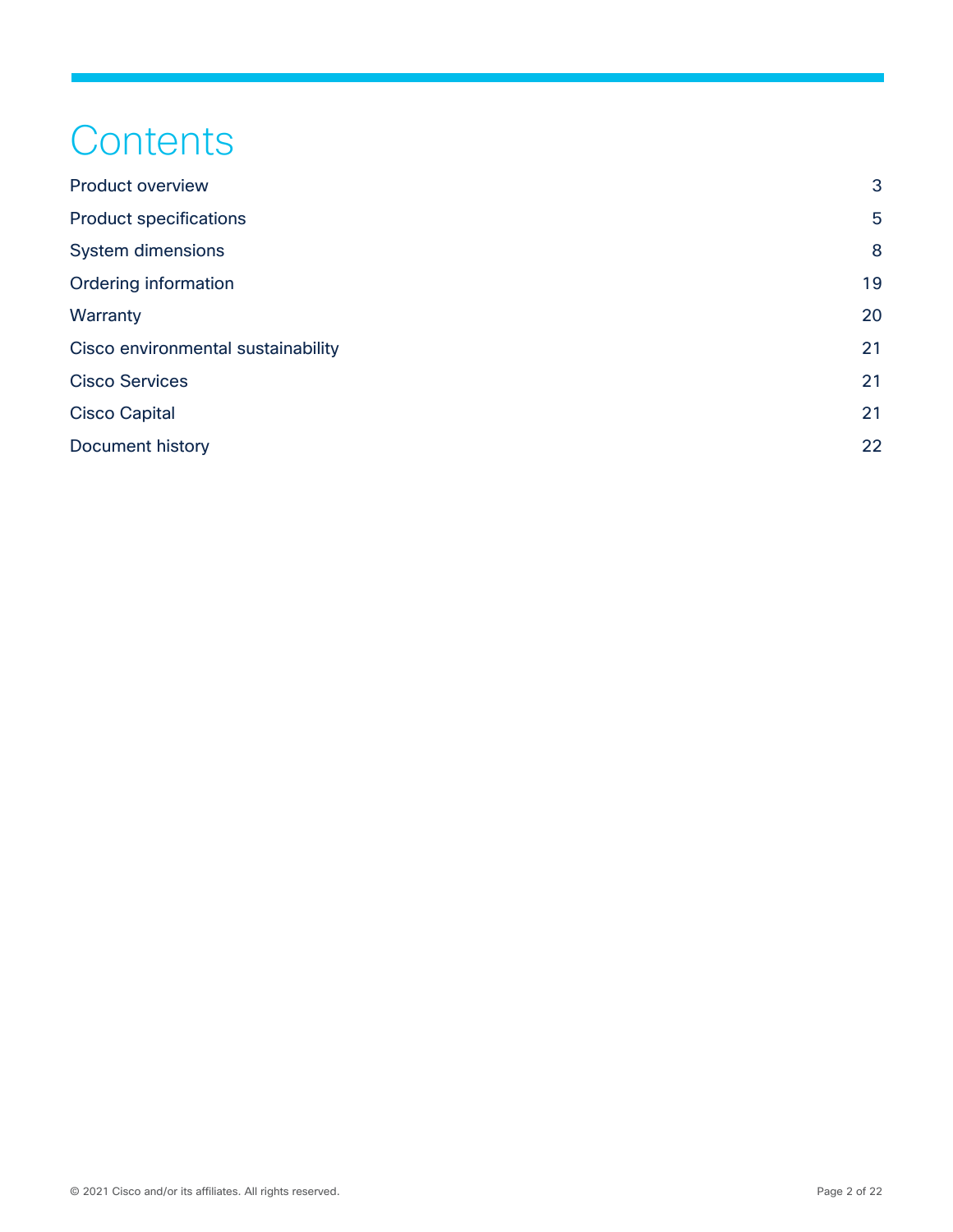# Contents

| | |
|---|---|
| Product overview | 3 |
| Product specifications | 5 |
| System dimensions | 8 |
| Ordering information | 19 |
| Warranty | 20 |
| Cisco environmental sustainability | 21 |
| Cisco Services | 21 |
| Cisco Capital | 21 |
| Document history | 22 |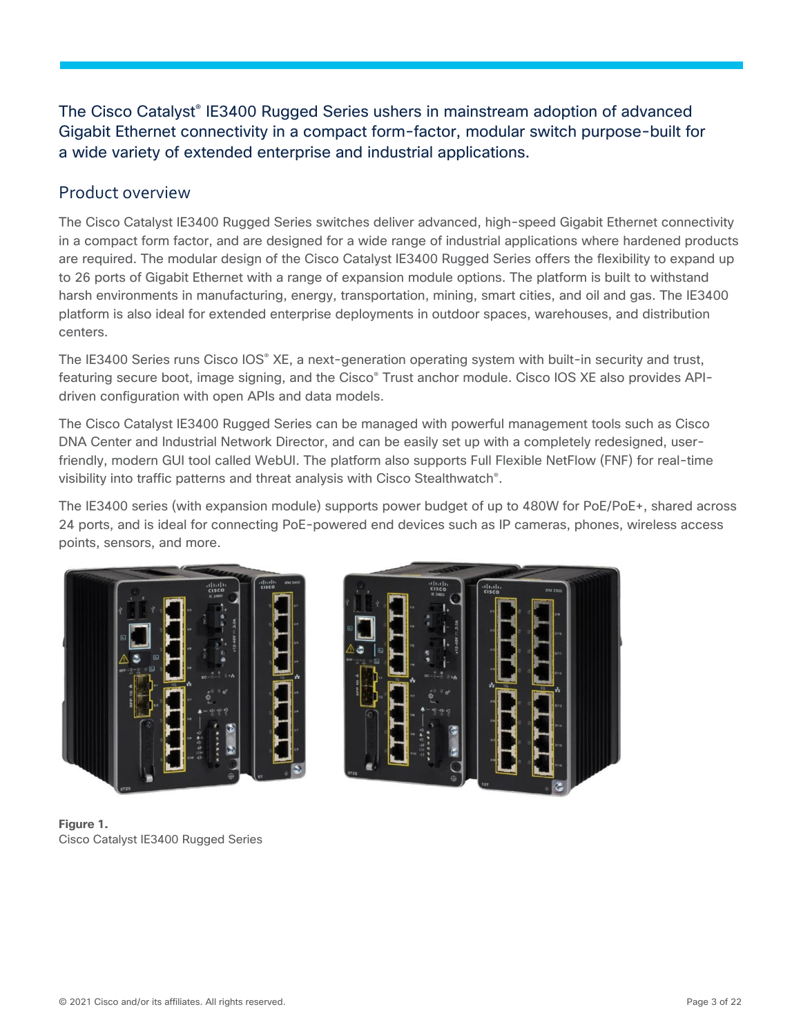The Cisco Catalyst® IE3400 Rugged Series ushers in mainstream adoption of advanced Gigabit Ethernet connectivity in a compact form-factor, modular switch purpose-built for a wide variety of extended enterprise and industrial applications.

## Product overview

The Cisco Catalyst IE3400 Rugged Series switches deliver advanced, high-speed Gigabit Ethernet connectivity in a compact form factor, and are designed for a wide range of industrial applications where hardened products are required. The modular design of the Cisco Catalyst IE3400 Rugged Series offers the flexibility to expand up to 26 ports of Gigabit Ethernet with a range of expansion module options. The platform is built to withstand harsh environments in manufacturing, energy, transportation, mining, smart cities, and oil and gas. The IE3400 platform is also ideal for extended enterprise deployments in outdoor spaces, warehouses, and distribution centers.

The IE3400 Series runs Cisco IOS® XE, a next-generation operating system with built-in security and trust, featuring secure boot, image signing, and the Cisco® Trust anchor module. Cisco IOS XE also provides API-driven configuration with open APIs and data models.

The Cisco Catalyst IE3400 Rugged Series can be managed with powerful management tools such as Cisco DNA Center and Industrial Network Director, and can be easily set up with a completely redesigned, user-friendly, modern GUI tool called WebUI. The platform also supports Full Flexible NetFlow (FNF) for real-time visibility into traffic patterns and threat analysis with Cisco Stealthwatch®.

The IE3400 series (with expansion module) supports power budget of up to 480W for PoE/PoE+, shared across 24 ports, and is ideal for connecting PoE-powered end devices such as IP cameras, phones, wireless access points, sensors, and more.

**Figure 1.**
Cisco Catalyst IE3400 Rugged Series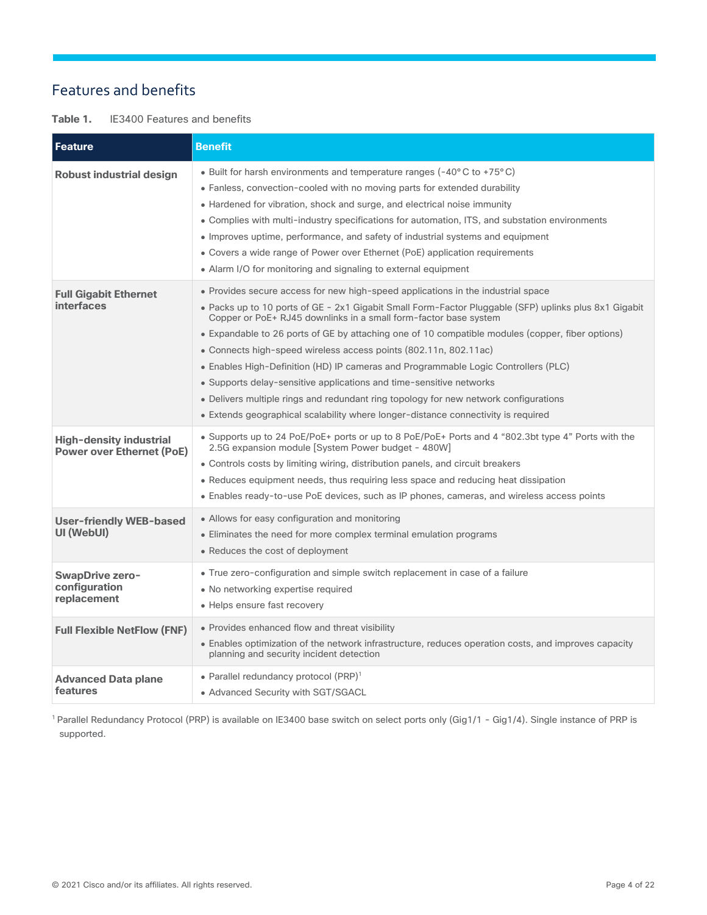## Features and benefits

**Table 1.** IE3400 Features and benefits

| Feature | Benefit |
| --- | --- |
| **Robust industrial design** | • Built for harsh environments and temperature ranges (-40°C to +75°C)<br>• Fanless, convection-cooled with no moving parts for extended durability<br>• Hardened for vibration, shock and surge, and electrical noise immunity<br>• Complies with multi-industry specifications for automation, ITS, and substation environments<br>• Improves uptime, performance, and safety of industrial systems and equipment<br>• Covers a wide range of Power over Ethernet (PoE) application requirements<br>• Alarm I/O for monitoring and signaling to external equipment |
| **Full Gigabit Ethernet interfaces** | • Provides secure access for new high-speed applications in the industrial space<br>• Packs up to 10 ports of GE - 2x1 Gigabit Small Form-Factor Pluggable (SFP) uplinks plus 8x1 Gigabit Copper or PoE+ RJ45 downlinks in a small form-factor base system<br>• Expandable to 26 ports of GE by attaching one of 10 compatible modules (copper, fiber options)<br>• Connects high-speed wireless access points (802.11n, 802.11ac)<br>• Enables High-Definition (HD) IP cameras and Programmable Logic Controllers (PLC)<br>• Supports delay-sensitive applications and time-sensitive networks<br>• Delivers multiple rings and redundant ring topology for new network configurations<br>• Extends geographical scalability where longer-distance connectivity is required |
| **High-density industrial Power over Ethernet (PoE)** | • Supports up to 24 PoE/PoE+ ports or up to 8 PoE/PoE+ Ports and 4 "802.3bt type 4" Ports with the 2.5G expansion module [System Power budget - 480W]<br>• Controls costs by limiting wiring, distribution panels, and circuit breakers<br>• Reduces equipment needs, thus requiring less space and reducing heat dissipation<br>• Enables ready-to-use PoE devices, such as IP phones, cameras, and wireless access points |
| **User-friendly WEB-based UI (WebUI)** | • Allows for easy configuration and monitoring<br>• Eliminates the need for more complex terminal emulation programs<br>• Reduces the cost of deployment |
| **SwapDrive zero-configuration replacement** | • True zero-configuration and simple switch replacement in case of a failure<br>• No networking expertise required<br>• Helps ensure fast recovery |
| **Full Flexible NetFlow (FNF)** | • Provides enhanced flow and threat visibility<br>• Enables optimization of the network infrastructure, reduces operation costs, and improves capacity planning and security incident detection |
| **Advanced Data plane features** | • Parallel redundancy protocol (PRP)[1]<br>• Advanced Security with SGT/SGACL |

[1] Parallel Redundancy Protocol (PRP) is available on IE3400 base switch on select ports only (Gig1/1 - Gig1/4). Single instance of PRP is supported.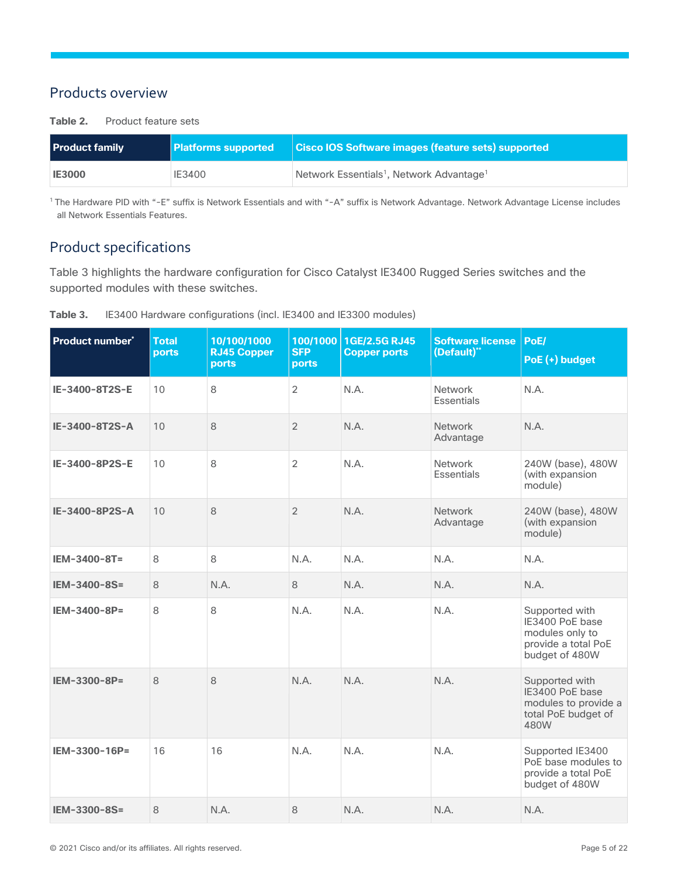## Products overview

**Table 2.** Product feature sets

| Product family | Platforms supported | Cisco IOS Software images (feature sets) supported |
|---|---|---|
| **IE3000** | IE3400 | Network Essentials[1], Network Advantage[1] |

[1] The Hardware PID with "-E" suffix is Network Essentials and with "-A" suffix is Network Advantage. Network Advantage License includes all Network Essentials Features.

## Product specifications

Table 3 highlights the hardware configuration for Cisco Catalyst IE3400 Rugged Series switches and the supported modules with these switches.

**Table 3.** IE3400 Hardware configurations (incl. IE3400 and IE3300 modules)

| Product number* | Total ports | 10/100/1000 RJ45 Copper ports | 100/1000 SFP ports | 1GE/2.5G RJ45 Copper ports | Software license (Default)** | PoE/ PoE (+) budget |
|---|---|---|---|---|---|---|
| **IE-3400-8T2S-E** | 10 | 8 | 2 | N.A. | Network Essentials | N.A. |
| **IE-3400-8T2S-A** | 10 | 8 | 2 | N.A. | Network Advantage | N.A. |
| **IE-3400-8P2S-E** | 10 | 8 | 2 | N.A. | Network Essentials | 240W (base), 480W (with expansion module) |
| **IE-3400-8P2S-A** | 10 | 8 | 2 | N.A. | Network Advantage | 240W (base), 480W (with expansion module) |
| **IEM-3400-8T=** | 8 | 8 | N.A. | N.A. | N.A. | N.A. |
| **IEM-3400-8S=** | 8 | N.A. | 8 | N.A. | N.A. | N.A. |
| **IEM-3400-8P=** | 8 | 8 | N.A. | N.A. | N.A. | Supported with IE3400 PoE base modules only to provide a total PoE budget of 480W |
| **IEM-3300-8P=** | 8 | 8 | N.A. | N.A. | N.A. | Supported with IE3400 PoE base modules to provide a total PoE budget of 480W |
| **IEM-3300-16P=** | 16 | 16 | N.A. | N.A. | N.A. | Supported IE3400 PoE base modules to provide a total PoE budget of 480W |
| **IEM-3300-8S=** | 8 | N.A. | 8 | N.A. | N.A. | N.A. |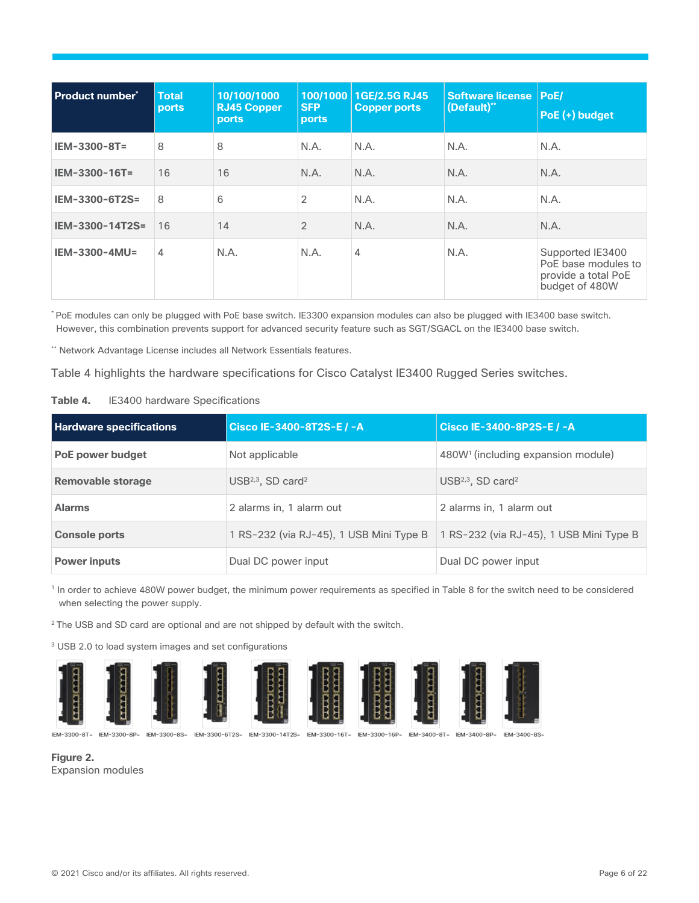| Product number* | Total ports | 10/100/1000 RJ45 Copper ports | 100/1000 SFP ports | 1GE/2.5G RJ45 Copper ports | Software license (Default)** | PoE/ PoE (+) budget |
|---|---|---|---|---|---|---|
| IEM-3300-8T= | 8 | 8 | N.A. | N.A. | N.A. | N.A. |
| IEM-3300-16T= | 16 | 16 | N.A. | N.A. | N.A. | N.A. |
| IEM-3300-6T2S= | 8 | 6 | 2 | N.A. | N.A. | N.A. |
| IEM-3300-14T2S= | 16 | 14 | 2 | N.A. | N.A. | N.A. |
| IEM-3300-4MU= | 4 | N.A. | N.A. | 4 | N.A. | Supported IE3400 PoE base modules to provide a total PoE budget of 480W |

* PoE modules can only be plugged with PoE base switch. IE3300 expansion modules can also be plugged with IE3400 base switch. However, this combination prevents support for advanced security feature such as SGT/SGACL on the IE3400 base switch.

** Network Advantage License includes all Network Essentials features.

Table 4 highlights the hardware specifications for Cisco Catalyst IE3400 Rugged Series switches.

**Table 4.** IE3400 hardware Specifications

| Hardware specifications | Cisco IE-3400-8T2S-E / -A | Cisco IE-3400-8P2S-E / -A |
|---|---|---|
| PoE power budget | Not applicable | 480W[1] (including expansion module) |
| Removable storage | USB[2,3], SD card[2] | USB[2,3], SD card[2] |
| Alarms | 2 alarms in, 1 alarm out | 2 alarms in, 1 alarm out |
| Console ports | 1 RS-232 (via RJ-45), 1 USB Mini Type B | 1 RS-232 (via RJ-45), 1 USB Mini Type B |
| Power inputs | Dual DC power input | Dual DC power input |

[1] In order to achieve 480W power budget, the minimum power requirements as specified in Table 8 for the switch need to be considered when selecting the power supply.

[2] The USB and SD card are optional and are not shipped by default with the switch.

[3] USB 2.0 to load system images and set configurations

IEM-3300-8T= IEM-3300-8P= IEM-3300-8S= IEM-3300-6T2S= IEM-3300-14T2S= IEM-3300-16T= IEM-3300-16P= IEM-3400-8T= IEM-3400-8P= IEM-3400-8S=

**Figure 2.**
Expansion modules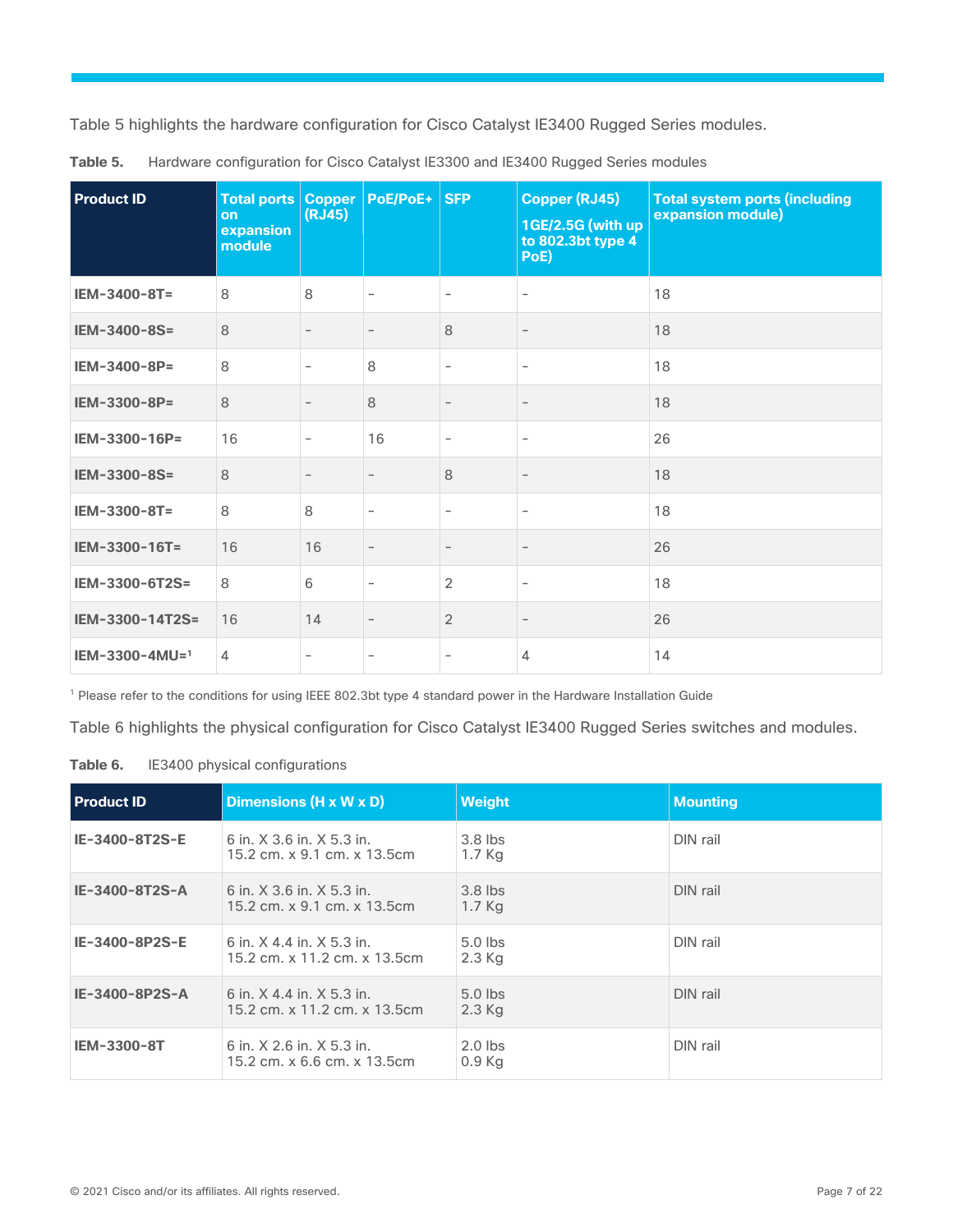Table 5 highlights the hardware configuration for Cisco Catalyst IE3400 Rugged Series modules.

**Table 5.** Hardware configuration for Cisco Catalyst IE3300 and IE3400 Rugged Series modules

| Product ID | Total ports on expansion module | Copper (RJ45) | PoE/PoE+ | SFP | Copper (RJ45) 1GE/2.5G (with up to 802.3bt type 4 PoE) | Total system ports (including expansion module) |
|---|---|---|---|---|---|---|
| **IEM-3400-8T=** | 8 | 8 | – | – | – | 18 |
| **IEM-3400-8S=** | 8 | – | – | 8 | – | 18 |
| **IEM-3400-8P=** | 8 | – | 8 | – | – | 18 |
| **IEM-3300-8P=** | 8 | – | 8 | – | – | 18 |
| **IEM-3300-16P=** | 16 | – | 16 | – | – | 26 |
| **IEM-3300-8S=** | 8 | – | – | 8 | – | 18 |
| **IEM-3300-8T=** | 8 | 8 | – | – | – | 18 |
| **IEM-3300-16T=** | 16 | 16 | – | – | – | 26 |
| **IEM-3300-6T2S=** | 8 | 6 | – | 2 | – | 18 |
| **IEM-3300-14T2S=** | 16 | 14 | – | 2 | – | 26 |
| **IEM-3300-4MU=**[1] | 4 | – | – | – | 4 | 14 |

[1] Please refer to the conditions for using IEEE 802.3bt type 4 standard power in the Hardware Installation Guide

Table 6 highlights the physical configuration for Cisco Catalyst IE3400 Rugged Series switches and modules.

**Table 6.** IE3400 physical configurations

| Product ID | Dimensions (H x W x D) | Weight | Mounting |
|---|---|---|---|
| **IE-3400-8T2S-E** | 6 in. X 3.6 in. X 5.3 in.<br>15.2 cm. x 9.1 cm. x 13.5cm | 3.8 lbs<br>1.7 Kg | DIN rail |
| **IE-3400-8T2S-A** | 6 in. X 3.6 in. X 5.3 in.<br>15.2 cm. x 9.1 cm. x 13.5cm | 3.8 lbs<br>1.7 Kg | DIN rail |
| **IE-3400-8P2S-E** | 6 in. X 4.4 in. X 5.3 in.<br>15.2 cm. x 11.2 cm. x 13.5cm | 5.0 lbs<br>2.3 Kg | DIN rail |
| **IE-3400-8P2S-A** | 6 in. X 4.4 in. X 5.3 in.<br>15.2 cm. x 11.2 cm. x 13.5cm | 5.0 lbs<br>2.3 Kg | DIN rail |
| **IEM-3300-8T** | 6 in. X 2.6 in. X 5.3 in.<br>15.2 cm. x 6.6 cm. x 13.5cm | 2.0 lbs<br>0.9 Kg | DIN rail |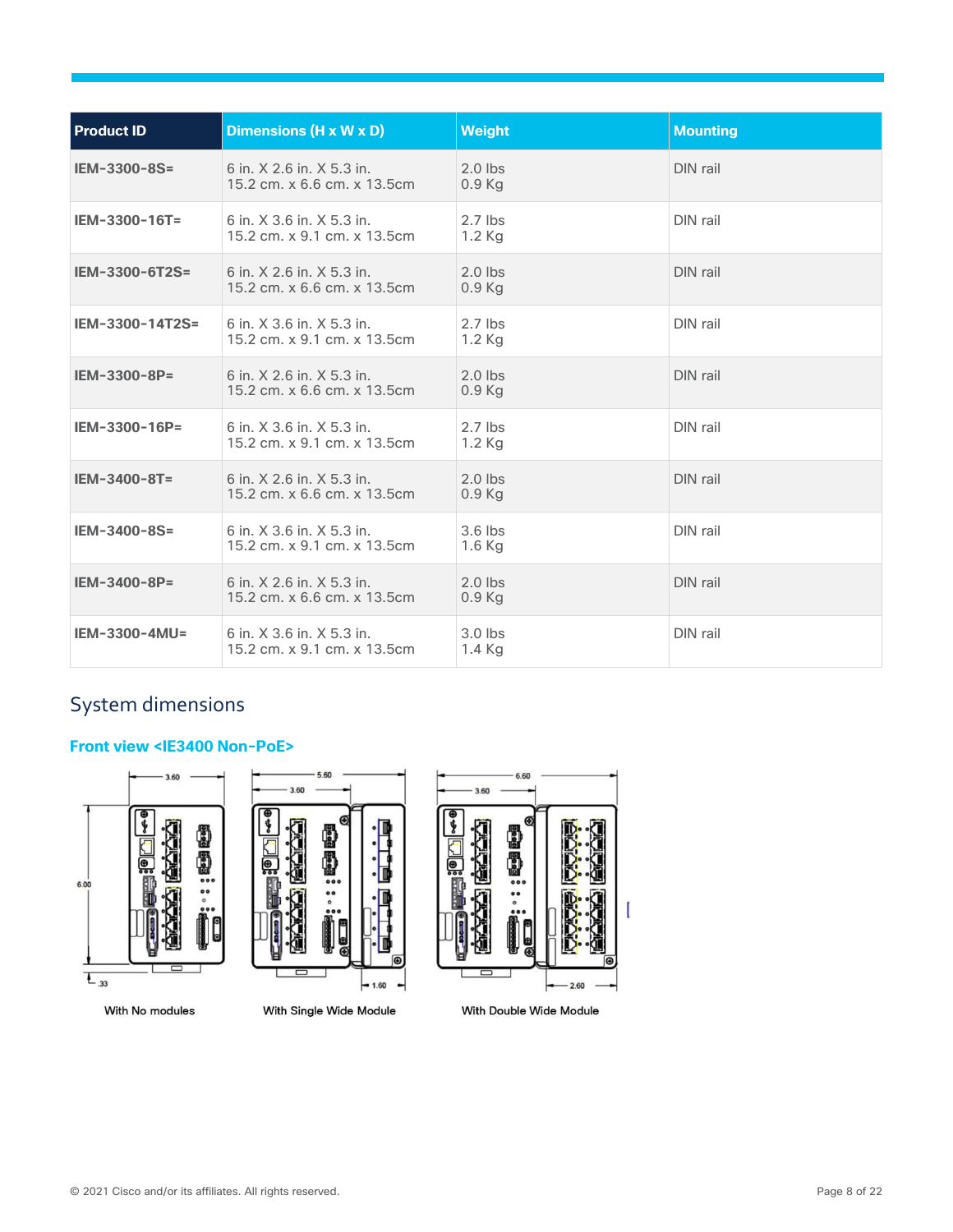| Product ID | Dimensions (H x W x D) | Weight | Mounting |
| --- | --- | --- | --- |
| IEM-3300-8S= | 6 in. X 2.6 in. X 5.3 in.<br>15.2 cm. x 6.6 cm. x 13.5cm | 2.0 lbs<br>0.9 Kg | DIN rail |
| IEM-3300-16T= | 6 in. X 3.6 in. X 5.3 in.<br>15.2 cm. x 9.1 cm. x 13.5cm | 2.7 lbs<br>1.2 Kg | DIN rail |
| IEM-3300-6T2S= | 6 in. X 2.6 in. X 5.3 in.<br>15.2 cm. x 6.6 cm. x 13.5cm | 2.0 lbs<br>0.9 Kg | DIN rail |
| IEM-3300-14T2S= | 6 in. X 3.6 in. X 5.3 in.<br>15.2 cm. x 9.1 cm. x 13.5cm | 2.7 lbs<br>1.2 Kg | DIN rail |
| IEM-3300-8P= | 6 in. X 2.6 in. X 5.3 in.<br>15.2 cm. x 6.6 cm. x 13.5cm | 2.0 lbs<br>0.9 Kg | DIN rail |
| IEM-3300-16P= | 6 in. X 3.6 in. X 5.3 in.<br>15.2 cm. x 9.1 cm. x 13.5cm | 2.7 lbs<br>1.2 Kg | DIN rail |
| IEM-3400-8T= | 6 in. X 2.6 in. X 5.3 in.<br>15.2 cm. x 6.6 cm. x 13.5cm | 2.0 lbs<br>0.9 Kg | DIN rail |
| IEM-3400-8S= | 6 in. X 3.6 in. X 5.3 in.<br>15.2 cm. x 9.1 cm. x 13.5cm | 3.6 lbs<br>1.6 Kg | DIN rail |
| IEM-3400-8P= | 6 in. X 2.6 in. X 5.3 in.<br>15.2 cm. x 6.6 cm. x 13.5cm | 2.0 lbs<br>0.9 Kg | DIN rail |
| IEM-3300-4MU= | 6 in. X 3.6 in. X 5.3 in.<br>15.2 cm. x 9.1 cm. x 13.5cm | 3.0 lbs<br>1.4 Kg | DIN rail |

## System dimensions

### Front view <IE3400 Non-PoE>

3.60
6.00
.33

With No modules

5.60
3.60
1.60

With Single Wide Module

6.60
3.60
2.60

With Double Wide Module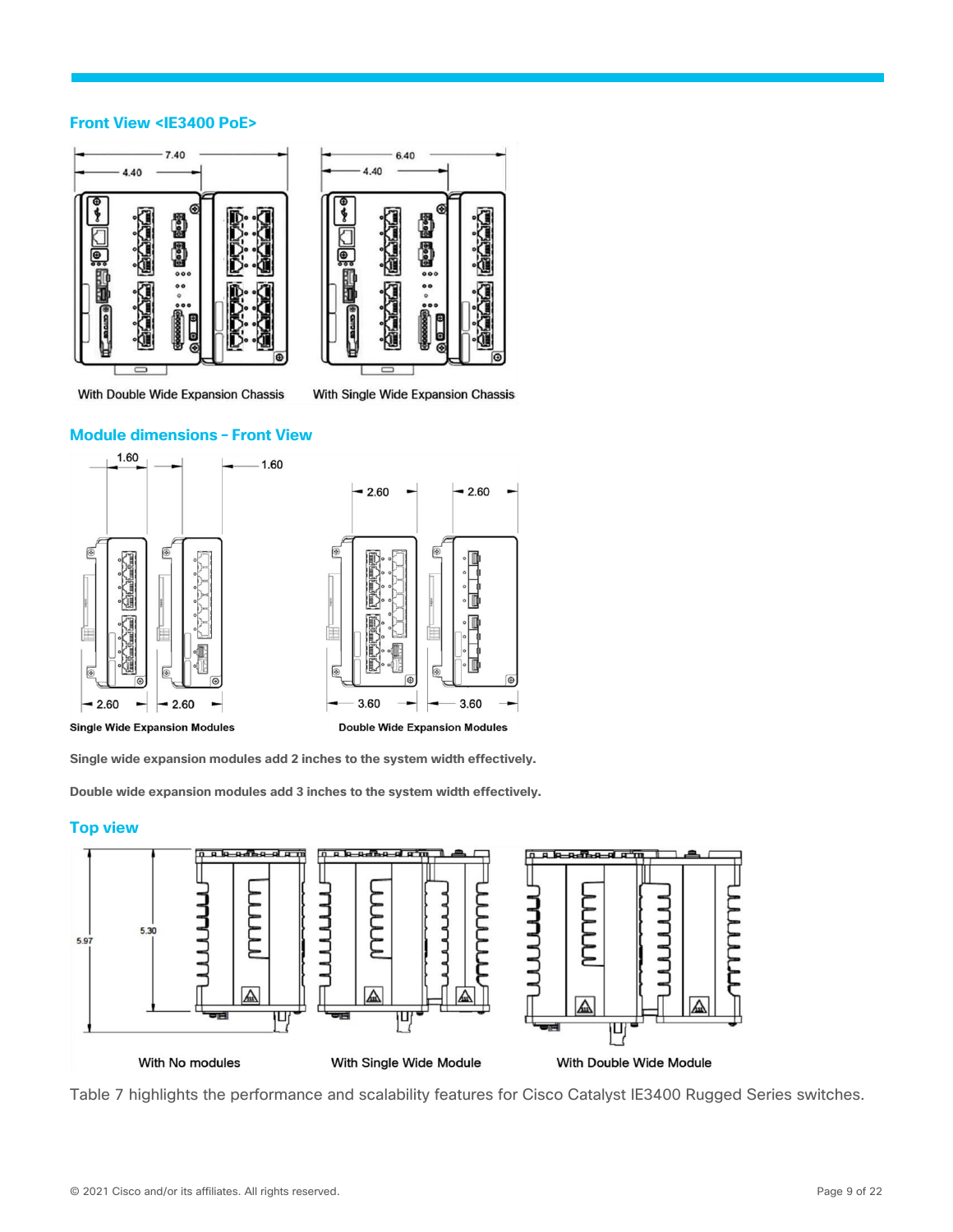### Front View <IE3400 PoE>

7.40

4.40

6.40

4.40

With Double Wide Expansion Chassis

With Single Wide Expansion Chassis

### Module dimensions – Front View

1.60

1.60

2.60

2.60

2.60

2.60

3.60

3.60

**Single Wide Expansion Modules**

**Double Wide Expansion Modules**

**Single wide expansion modules add 2 inches to the system width effectively.**

**Double wide expansion modules add 3 inches to the system width effectively.**

### Top view

5.97

5.30

With No modules

With Single Wide Module

With Double Wide Module

Table 7 highlights the performance and scalability features for Cisco Catalyst IE3400 Rugged Series switches.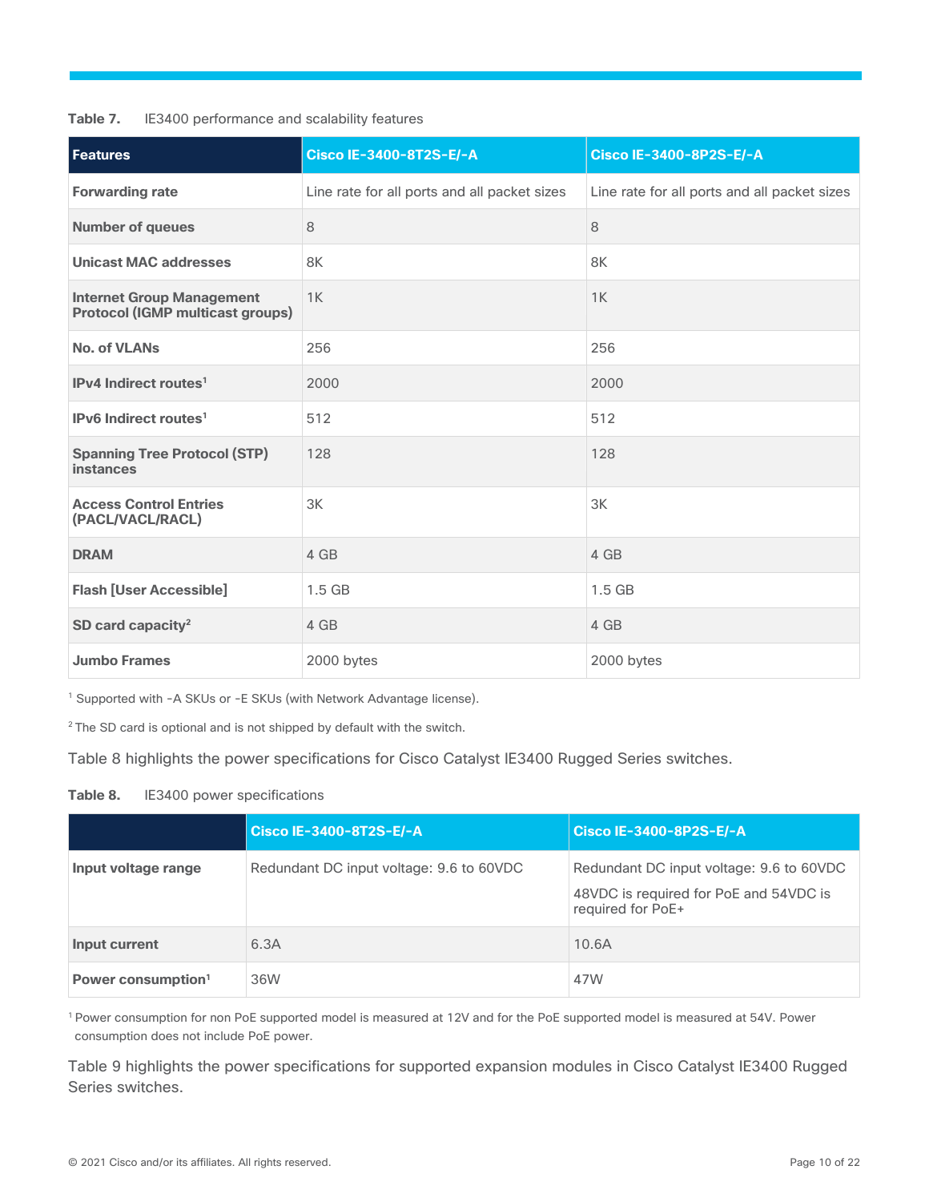**Table 7.** IE3400 performance and scalability features

| Features | Cisco IE-3400-8T2S-E/-A | Cisco IE-3400-8P2S-E/-A |
|---|---|---|
| **Forwarding rate** | Line rate for all ports and all packet sizes | Line rate for all ports and all packet sizes |
| **Number of queues** | 8 | 8 |
| **Unicast MAC addresses** | 8K | 8K |
| **Internet Group Management Protocol (IGMP multicast groups)** | 1K | 1K |
| **No. of VLANs** | 256 | 256 |
| **IPv4 Indirect routes**[1] | 2000 | 2000 |
| **IPv6 Indirect routes**[1] | 512 | 512 |
| **Spanning Tree Protocol (STP) instances** | 128 | 128 |
| **Access Control Entries (PACL/VACL/RACL)** | 3K | 3K |
| **DRAM** | 4 GB | 4 GB |
| **Flash [User Accessible]** | 1.5 GB | 1.5 GB |
| **SD card capacity**[2] | 4 GB | 4 GB |
| **Jumbo Frames** | 2000 bytes | 2000 bytes |

[1] Supported with -A SKUs or -E SKUs (with Network Advantage license).

[2] The SD card is optional and is not shipped by default with the switch.

Table 8 highlights the power specifications for Cisco Catalyst IE3400 Rugged Series switches.

**Table 8.** IE3400 power specifications

| | Cisco IE-3400-8T2S-E/-A | Cisco IE-3400-8P2S-E/-A |
|---|---|---|
| **Input voltage range** | Redundant DC input voltage: 9.6 to 60VDC | Redundant DC input voltage: 9.6 to 60VDC<br><br>48VDC is required for PoE and 54VDC is required for PoE+ |
| **Input current** | 6.3A | 10.6A |
| **Power consumption**[1] | 36W | 47W |

[1] Power consumption for non PoE supported model is measured at 12V and for the PoE supported model is measured at 54V. Power consumption does not include PoE power.

Table 9 highlights the power specifications for supported expansion modules in Cisco Catalyst IE3400 Rugged Series switches.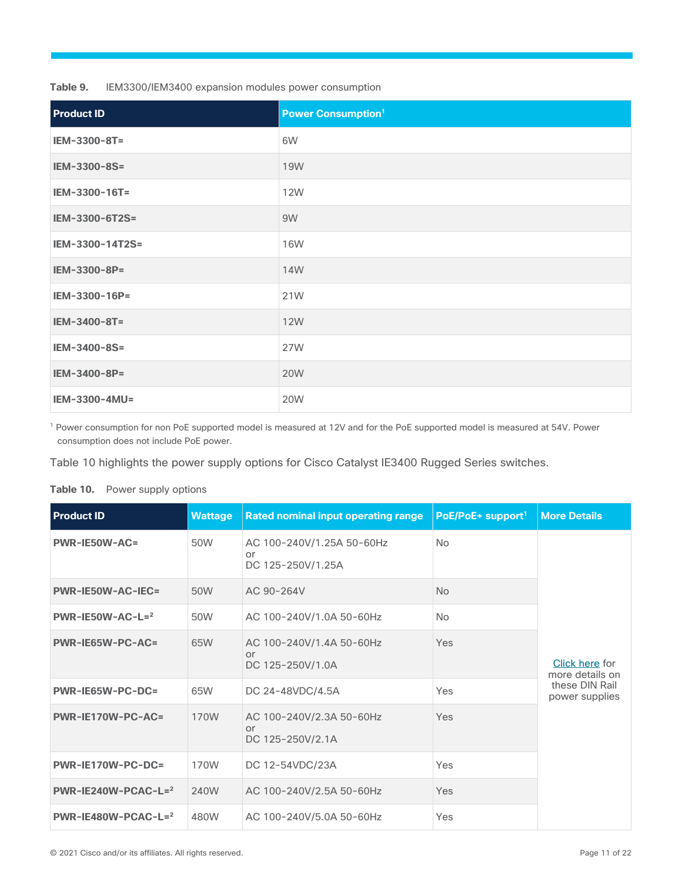**Table 9.** IEM3300/IEM3400 expansion modules power consumption

| Product ID | Power Consumption[1] |
| --- | --- |
| IEM-3300-8T= | 6W |
| IEM-3300-8S= | 19W |
| IEM-3300-16T= | 12W |
| IEM-3300-6T2S= | 9W |
| IEM-3300-14T2S= | 16W |
| IEM-3300-8P= | 14W |
| IEM-3300-16P= | 21W |
| IEM-3400-8T= | 12W |
| IEM-3400-8S= | 27W |
| IEM-3400-8P= | 20W |
| IEM-3300-4MU= | 20W |

[1] Power consumption for non PoE supported model is measured at 12V and for the PoE supported model is measured at 54V. Power consumption does not include PoE power.

Table 10 highlights the power supply options for Cisco Catalyst IE3400 Rugged Series switches.

**Table 10.** Power supply options

| Product ID | Wattage | Rated nominal input operating range | PoE/PoE+ support[1] | More Details |
| --- | --- | --- | --- | --- |
| PWR-IE50W-AC= | 50W | AC 100-240V/1.25A 50-60Hz or DC 125-250V/1.25A | No | Click here for more details on these DIN Rail power supplies |
| PWR-IE50W-AC-IEC= | 50W | AC 90-264V | No | |
| PWR-IE50W-AC-L=[2] | 50W | AC 100-240V/1.0A 50-60Hz | No | |
| PWR-IE65W-PC-AC= | 65W | AC 100-240V/1.4A 50-60Hz or DC 125-250V/1.0A | Yes | |
| PWR-IE65W-PC-DC= | 65W | DC 24-48VDC/4.5A | Yes | |
| PWR-IE170W-PC-AC= | 170W | AC 100-240V/2.3A 50-60Hz or DC 125-250V/2.1A | Yes | |
| PWR-IE170W-PC-DC= | 170W | DC 12-54VDC/23A | Yes | |
| PWR-IE240W-PCAC-L=[2] | 240W | AC 100-240V/2.5A 50-60Hz | Yes | |
| PWR-IE480W-PCAC-L=[2] | 480W | AC 100-240V/5.0A 50-60Hz | Yes | |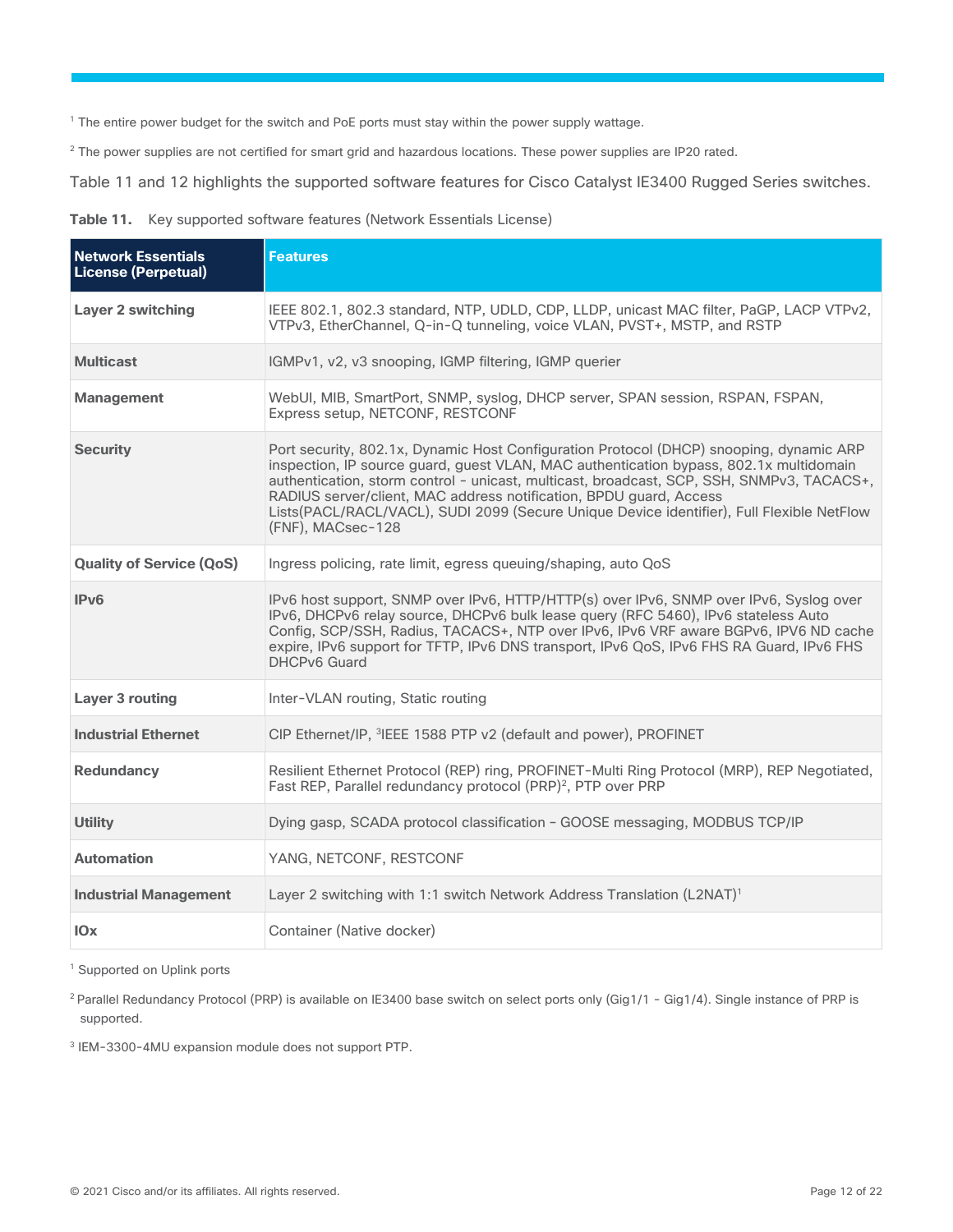[1] The entire power budget for the switch and PoE ports must stay within the power supply wattage.

[2] The power supplies are not certified for smart grid and hazardous locations. These power supplies are IP20 rated.

Table 11 and 12 highlights the supported software features for Cisco Catalyst IE3400 Rugged Series switches.

**Table 11.** Key supported software features (Network Essentials License)

| Network Essentials License (Perpetual) | Features |
| --- | --- |
| **Layer 2 switching** | IEEE 802.1, 802.3 standard, NTP, UDLD, CDP, LLDP, unicast MAC filter, PaGP, LACP VTPv2, VTPv3, EtherChannel, Q-in-Q tunneling, voice VLAN, PVST+, MSTP, and RSTP |
| **Multicast** | IGMPv1, v2, v3 snooping, IGMP filtering, IGMP querier |
| **Management** | WebUI, MIB, SmartPort, SNMP, syslog, DHCP server, SPAN session, RSPAN, FSPAN, Express setup, NETCONF, RESTCONF |
| **Security** | Port security, 802.1x, Dynamic Host Configuration Protocol (DHCP) snooping, dynamic ARP inspection, IP source guard, guest VLAN, MAC authentication bypass, 802.1x multidomain authentication, storm control - unicast, multicast, broadcast, SCP, SSH, SNMPv3, TACACS+, RADIUS server/client, MAC address notification, BPDU guard, Access Lists(PACL/RACL/VACL), SUDI 2099 (Secure Unique Device identifier), Full Flexible NetFlow (FNF), MACsec-128 |
| **Quality of Service (QoS)** | Ingress policing, rate limit, egress queuing/shaping, auto QoS |
| **IPv6** | IPv6 host support, SNMP over IPv6, HTTP/HTTP(s) over IPv6, SNMP over IPv6, Syslog over IPv6, DHCPv6 relay source, DHCPv6 bulk lease query (RFC 5460), IPv6 stateless Auto Config, SCP/SSH, Radius, TACACS+, NTP over IPv6, IPv6 VRF aware BGPv6, IPV6 ND cache expire, IPv6 support for TFTP, IPv6 DNS transport, IPv6 QoS, IPv6 FHS RA Guard, IPv6 FHS DHCPv6 Guard |
| **Layer 3 routing** | Inter-VLAN routing, Static routing |
| **Industrial Ethernet** | CIP Ethernet/IP, [3]IEEE 1588 PTP v2 (default and power), PROFINET |
| **Redundancy** | Resilient Ethernet Protocol (REP) ring, PROFINET-Multi Ring Protocol (MRP), REP Negotiated, Fast REP, Parallel redundancy protocol (PRP)[2], PTP over PRP |
| **Utility** | Dying gasp, SCADA protocol classification - GOOSE messaging, MODBUS TCP/IP |
| **Automation** | YANG, NETCONF, RESTCONF |
| **Industrial Management** | Layer 2 switching with 1:1 switch Network Address Translation (L2NAT)[1] |
| **IOx** | Container (Native docker) |

[1] Supported on Uplink ports

[2] Parallel Redundancy Protocol (PRP) is available on IE3400 base switch on select ports only (Gig1/1 - Gig1/4). Single instance of PRP is supported.

[3] IEM-3300-4MU expansion module does not support PTP.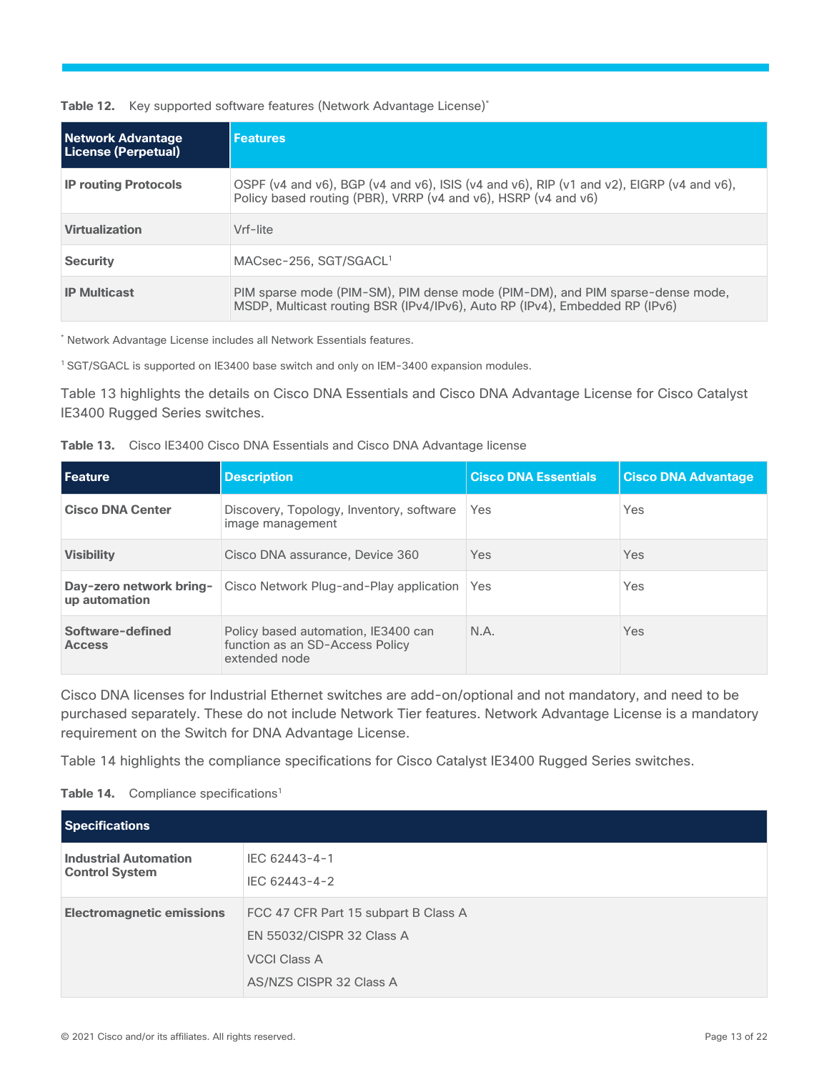**Table 12.** Key supported software features (Network Advantage License)*

| Network Advantage License (Perpetual) | Features |
|---|---|
| **IP routing Protocols** | OSPF (v4 and v6), BGP (v4 and v6), ISIS (v4 and v6), RIP (v1 and v2), EIGRP (v4 and v6), Policy based routing (PBR), VRRP (v4 and v6), HSRP (v4 and v6) |
| **Virtualization** | Vrf-lite |
| **Security** | MACsec-256, SGT/SGACL[1] |
| **IP Multicast** | PIM sparse mode (PIM-SM), PIM dense mode (PIM-DM), and PIM sparse-dense mode, MSDP, Multicast routing BSR (IPv4/IPv6), Auto RP (IPv4), Embedded RP (IPv6) |

* Network Advantage License includes all Network Essentials features.

[1] SGT/SGACL is supported on IE3400 base switch and only on IEM-3400 expansion modules.

Table 13 highlights the details on Cisco DNA Essentials and Cisco DNA Advantage License for Cisco Catalyst IE3400 Rugged Series switches.

**Table 13.** Cisco IE3400 Cisco DNA Essentials and Cisco DNA Advantage license

| Feature | Description | Cisco DNA Essentials | Cisco DNA Advantage |
|---|---|---|---|
| **Cisco DNA Center** | Discovery, Topology, Inventory, software image management | Yes | Yes |
| **Visibility** | Cisco DNA assurance, Device 360 | Yes | Yes |
| **Day-zero network bring-up automation** | Cisco Network Plug-and-Play application | Yes | Yes |
| **Software-defined Access** | Policy based automation, IE3400 can function as an SD-Access Policy extended node | N.A. | Yes |

Cisco DNA licenses for Industrial Ethernet switches are add-on/optional and not mandatory, and need to be purchased separately. These do not include Network Tier features. Network Advantage License is a mandatory requirement on the Switch for DNA Advantage License.

Table 14 highlights the compliance specifications for Cisco Catalyst IE3400 Rugged Series switches.

**Table 14.** Compliance specifications[1]

| Specifications | |
|---|---|
| **Industrial Automation Control System** | IEC 62443-4-1<br>IEC 62443-4-2 |
| **Electromagnetic emissions** | FCC 47 CFR Part 15 subpart B Class A<br>EN 55032/CISPR 32 Class A<br>VCCI Class A<br>AS/NZS CISPR 32 Class A |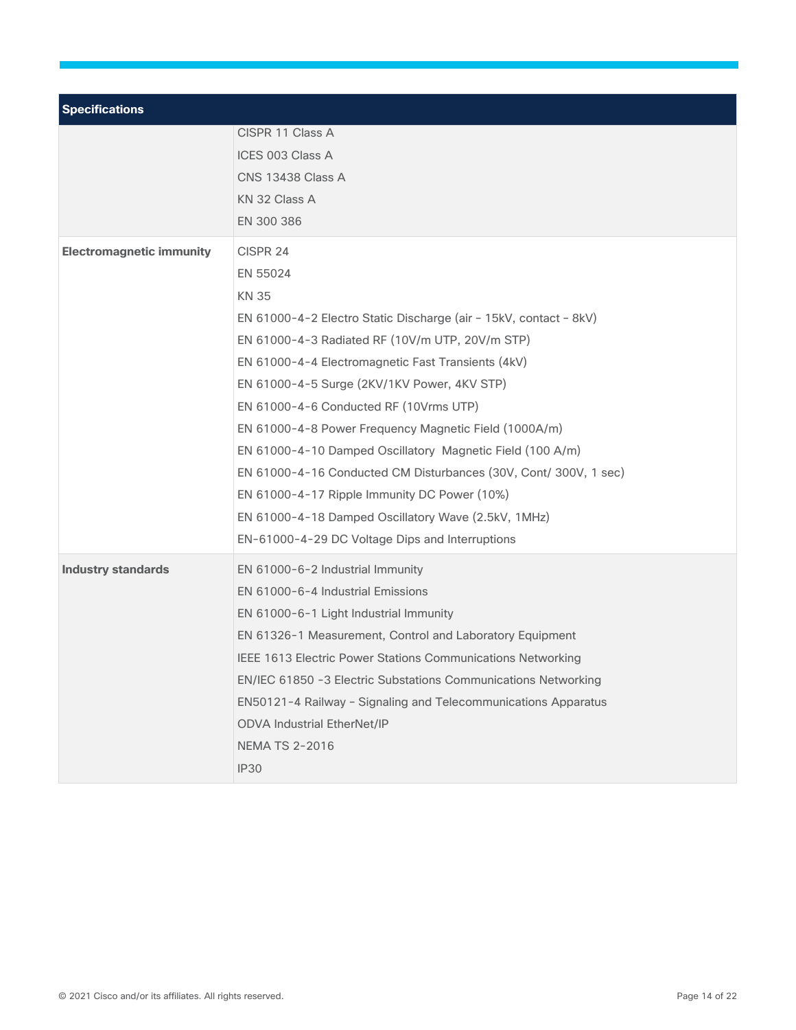| Specifications | |
| --- | --- |
| | CISPR 11 Class A<br>ICES 003 Class A<br>CNS 13438 Class A<br>KN 32 Class A<br>EN 300 386 |
| **Electromagnetic immunity** | CISPR 24<br>EN 55024<br>KN 35<br>EN 61000-4-2 Electro Static Discharge (air – 15kV, contact – 8kV)<br>EN 61000-4-3 Radiated RF (10V/m UTP, 20V/m STP)<br>EN 61000-4-4 Electromagnetic Fast Transients (4kV)<br>EN 61000-4-5 Surge (2KV/1KV Power, 4KV STP)<br>EN 61000-4-6 Conducted RF (10Vrms UTP)<br>EN 61000-4-8 Power Frequency Magnetic Field (1000A/m)<br>EN 61000-4-10 Damped Oscillatory Magnetic Field (100 A/m)<br>EN 61000-4-16 Conducted CM Disturbances (30V, Cont/ 300V, 1 sec)<br>EN 61000-4-17 Ripple Immunity DC Power (10%)<br>EN 61000-4-18 Damped Oscillatory Wave (2.5kV, 1MHz)<br>EN-61000-4-29 DC Voltage Dips and Interruptions |
| **Industry standards** | EN 61000-6-2 Industrial Immunity<br>EN 61000-6-4 Industrial Emissions<br>EN 61000-6-1 Light Industrial Immunity<br>EN 61326-1 Measurement, Control and Laboratory Equipment<br>IEEE 1613 Electric Power Stations Communications Networking<br>EN/IEC 61850 -3 Electric Substations Communications Networking<br>EN50121-4 Railway – Signaling and Telecommunications Apparatus<br>ODVA Industrial EtherNet/IP<br>NEMA TS 2-2016<br>IP30 |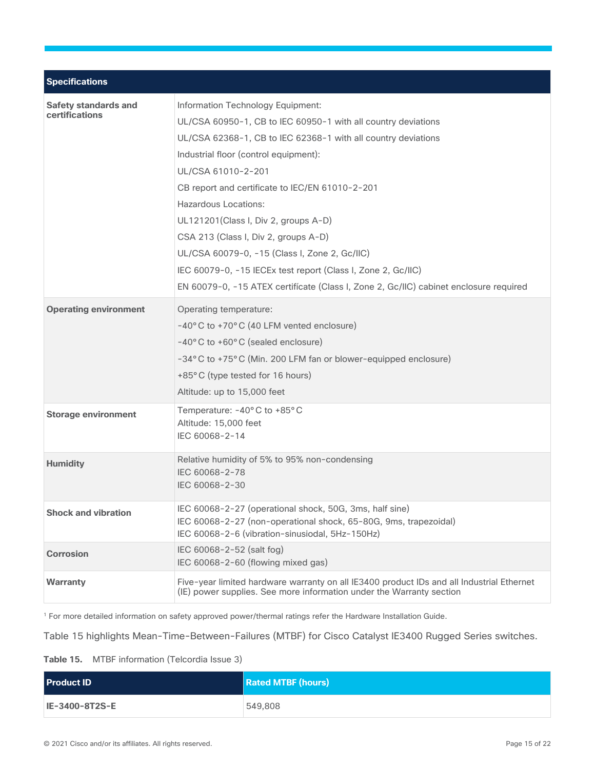| Specifications | |
|---|---|
| **Safety standards and certifications** | Information Technology Equipment:<br>UL/CSA 60950-1, CB to IEC 60950-1 with all country deviations<br>UL/CSA 62368-1, CB to IEC 62368-1 with all country deviations<br>Industrial floor (control equipment):<br>UL/CSA 61010-2-201<br>CB report and certificate to IEC/EN 61010-2-201<br>Hazardous Locations:<br>UL121201(Class I, Div 2, groups A-D)<br>CSA 213 (Class I, Div 2, groups A-D)<br>UL/CSA 60079-0, -15 (Class I, Zone 2, Gc/IIC)<br>IEC 60079-0, -15 IECEx test report (Class I, Zone 2, Gc/IIC)<br>EN 60079-0, -15 ATEX certificate (Class I, Zone 2, Gc/IIC) cabinet enclosure required |
| **Operating environment** | Operating temperature:<br>-40°C to +70°C (40 LFM vented enclosure)<br>-40°C to +60°C (sealed enclosure)<br>-34°C to +75°C (Min. 200 LFM fan or blower-equipped enclosure)<br>+85°C (type tested for 16 hours)<br>Altitude: up to 15,000 feet |
| **Storage environment** | Temperature: -40°C to +85°C<br>Altitude: 15,000 feet<br>IEC 60068-2-14 |
| **Humidity** | Relative humidity of 5% to 95% non-condensing<br>IEC 60068-2-78<br>IEC 60068-2-30 |
| **Shock and vibration** | IEC 60068-2-27 (operational shock, 50G, 3ms, half sine)<br>IEC 60068-2-27 (non-operational shock, 65-80G, 9ms, trapezoidal)<br>IEC 60068-2-6 (vibration-sinusiodal, 5Hz-150Hz) |
| **Corrosion** | IEC 60068-2-52 (salt fog)<br>IEC 60068-2-60 (flowing mixed gas) |
| **Warranty** | Five-year limited hardware warranty on all IE3400 product IDs and all Industrial Ethernet (IE) power supplies. See more information under the Warranty section |

[1] For more detailed information on safety approved power/thermal ratings refer the Hardware Installation Guide.

Table 15 highlights Mean-Time-Between-Failures (MTBF) for Cisco Catalyst IE3400 Rugged Series switches.

**Table 15.** MTBF information (Telcordia Issue 3)

| Product ID | Rated MTBF (hours) |
|---|---|
| **IE-3400-8T2S-E** | 549,808 |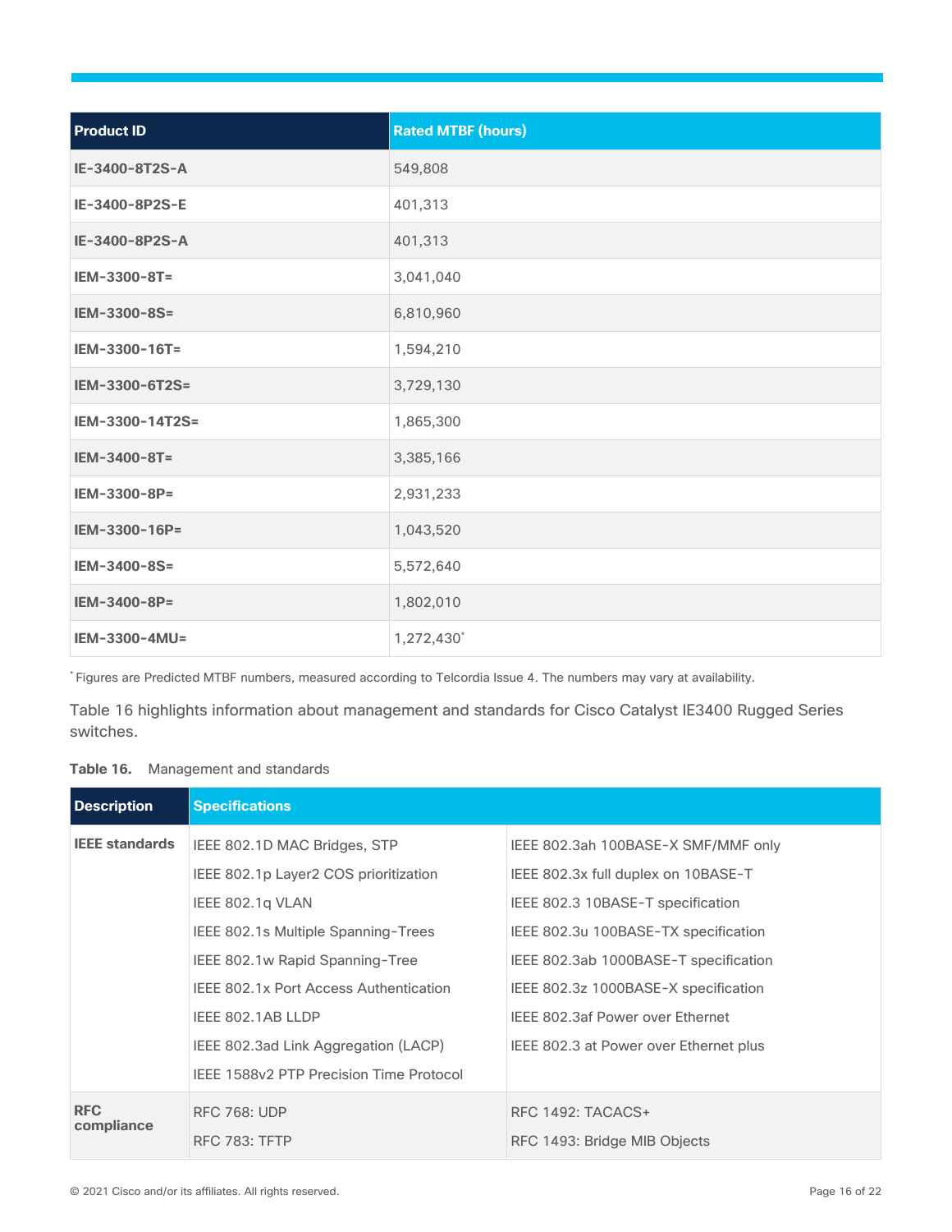| Product ID | Rated MTBF (hours) |
| --- | --- |
| **IE-3400-8T2S-A** | 549,808 |
| **IE-3400-8P2S-E** | 401,313 |
| **IE-3400-8P2S-A** | 401,313 |
| **IEM-3300-8T=** | 3,041,040 |
| **IEM-3300-8S=** | 6,810,960 |
| **IEM-3300-16T=** | 1,594,210 |
| **IEM-3300-6T2S=** | 3,729,130 |
| **IEM-3300-14T2S=** | 1,865,300 |
| **IEM-3400-8T=** | 3,385,166 |
| **IEM-3300-8P=** | 2,931,233 |
| **IEM-3300-16P=** | 1,043,520 |
| **IEM-3400-8S=** | 5,572,640 |
| **IEM-3400-8P=** | 1,802,010 |
| **IEM-3300-4MU=** | 1,272,430* |

\* Figures are Predicted MTBF numbers, measured according to Telcordia Issue 4. The numbers may vary at availability.

Table 16 highlights information about management and standards for Cisco Catalyst IE3400 Rugged Series switches.

**Table 16.** Management and standards

| Description | Specifications | |
| --- | --- | --- |
| **IEEE standards** | IEEE 802.1D MAC Bridges, STP<br>IEEE 802.1p Layer2 COS prioritization<br>IEEE 802.1q VLAN<br>IEEE 802.1s Multiple Spanning-Trees<br>IEEE 802.1w Rapid Spanning-Tree<br>IEEE 802.1x Port Access Authentication<br>IEEE 802.1AB LLDP<br>IEEE 802.3ad Link Aggregation (LACP)<br>IEEE 1588v2 PTP Precision Time Protocol | IEEE 802.3ah 100BASE-X SMF/MMF only<br>IEEE 802.3x full duplex on 10BASE-T<br>IEEE 802.3 10BASE-T specification<br>IEEE 802.3u 100BASE-TX specification<br>IEEE 802.3ab 1000BASE-T specification<br>IEEE 802.3z 1000BASE-X specification<br>IEEE 802.3af Power over Ethernet<br>IEEE 802.3 at Power over Ethernet plus |
| **RFC compliance** | RFC 768: UDP<br>RFC 783: TFTP | RFC 1492: TACACS+<br>RFC 1493: Bridge MIB Objects |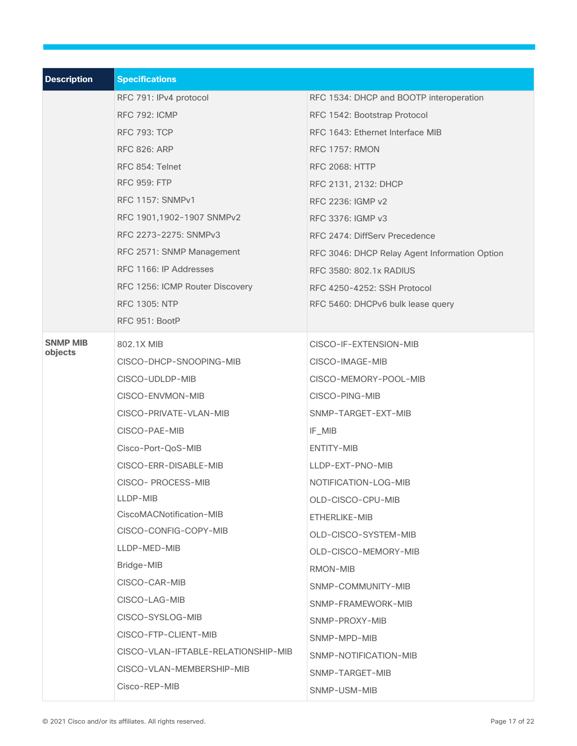| Description | Specifications | |
|---|---|---|
| | RFC 791: IPv4 protocol | RFC 1534: DHCP and BOOTP interoperation |
| | RFC 792: ICMP | RFC 1542: Bootstrap Protocol |
| | RFC 793: TCP | RFC 1643: Ethernet Interface MIB |
| | RFC 826: ARP | RFC 1757: RMON |
| | RFC 854: Telnet | RFC 2068: HTTP |
| | RFC 959: FTP | RFC 2131, 2132: DHCP |
| | RFC 1157: SNMPv1 | RFC 2236: IGMP v2 |
| | RFC 1901,1902-1907 SNMPv2 | RFC 3376: IGMP v3 |
| | RFC 2273-2275: SNMPv3 | RFC 2474: DiffServ Precedence |
| | RFC 2571: SNMP Management | RFC 3046: DHCP Relay Agent Information Option |
| | RFC 1166: IP Addresses | RFC 3580: 802.1x RADIUS |
| | RFC 1256: ICMP Router Discovery | RFC 4250-4252: SSH Protocol |
| | RFC 1305: NTP | RFC 5460: DHCPv6 bulk lease query |
| | RFC 951: BootP | |
| **SNMP MIB objects** | 802.1X MIB | CISCO-IF-EXTENSION-MIB |
| | CISCO-DHCP-SNOOPING-MIB | CISCO-IMAGE-MIB |
| | CISCO-UDLDP-MIB | CISCO-MEMORY-POOL-MIB |
| | CISCO-ENVMON-MIB | CISCO-PING-MIB |
| | CISCO-PRIVATE-VLAN-MIB | SNMP-TARGET-EXT-MIB |
| | CISCO-PAE-MIB | IF_MIB |
| | Cisco-Port-QoS-MIB | ENTITY-MIB |
| | CISCO-ERR-DISABLE-MIB | LLDP-EXT-PNO-MIB |
| | CISCO- PROCESS-MIB | NOTIFICATION-LOG-MIB |
| | LLDP-MIB | OLD-CISCO-CPU-MIB |
| | CiscoMACNotification-MIB | ETHERLIKE-MIB |
| | CISCO-CONFIG-COPY-MIB | OLD-CISCO-SYSTEM-MIB |
| | LLDP-MED-MIB | OLD-CISCO-MEMORY-MIB |
| | Bridge-MIB | RMON-MIB |
| | CISCO-CAR-MIB | SNMP-COMMUNITY-MIB |
| | CISCO-LAG-MIB | SNMP-FRAMEWORK-MIB |
| | CISCO-SYSLOG-MIB | SNMP-PROXY-MIB |
| | CISCO-FTP-CLIENT-MIB | SNMP-MPD-MIB |
| | CISCO-VLAN-IFTABLE-RELATIONSHIP-MIB | SNMP-NOTIFICATION-MIB |
| | CISCO-VLAN-MEMBERSHIP-MIB | SNMP-TARGET-MIB |
| | Cisco-REP-MIB | SNMP-USM-MIB |

© 2021 Cisco and/or its affiliates. All rights reserved.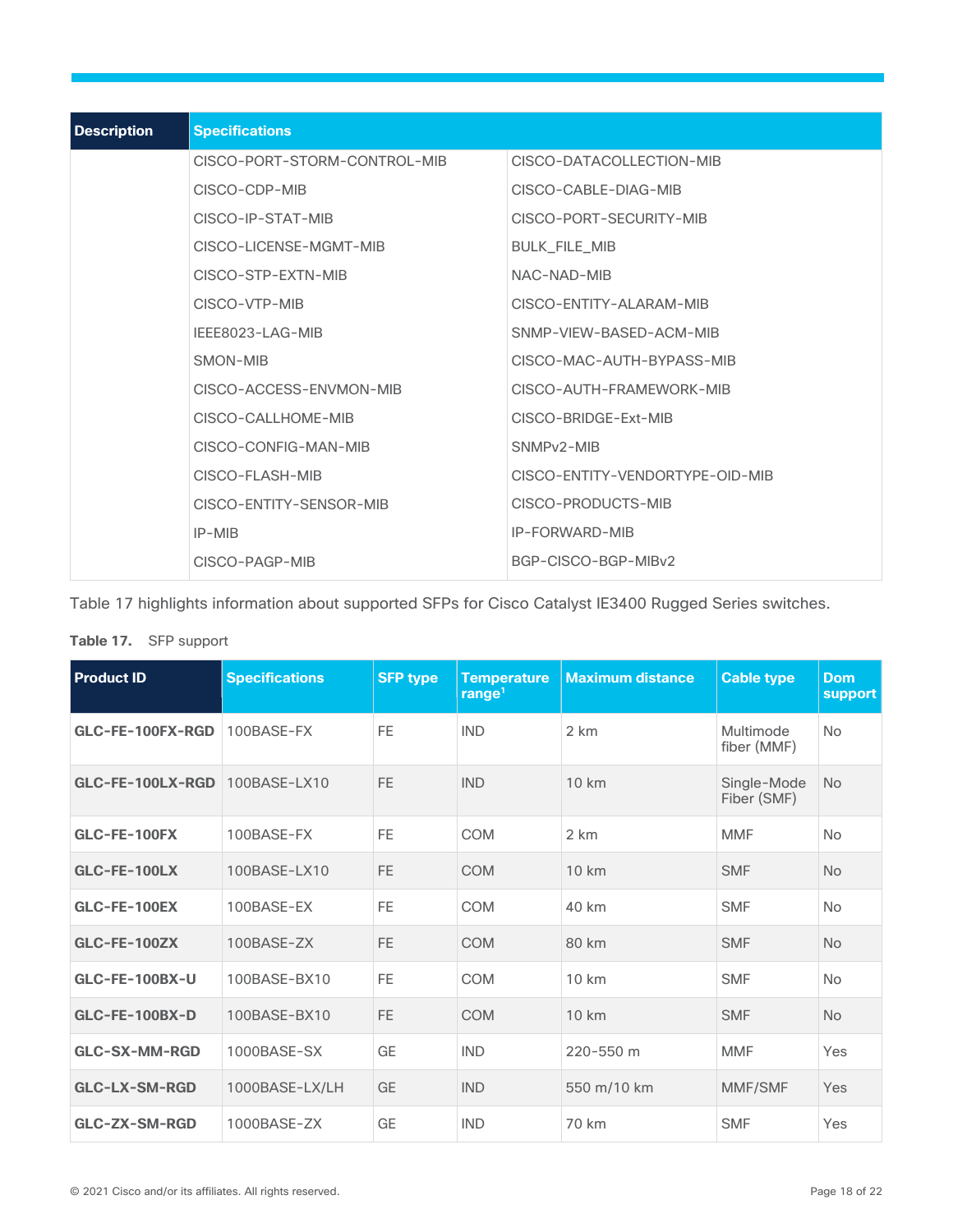| Description | Specifications | |
|---|---|---|
| | CISCO-PORT-STORM-CONTROL-MIB | CISCO-DATACOLLECTION-MIB |
| | CISCO-CDP-MIB | CISCO-CABLE-DIAG-MIB |
| | CISCO-IP-STAT-MIB | CISCO-PORT-SECURITY-MIB |
| | CISCO-LICENSE-MGMT-MIB | BULK_FILE_MIB |
| | CISCO-STP-EXTN-MIB | NAC-NAD-MIB |
| | CISCO-VTP-MIB | CISCO-ENTITY-ALARAM-MIB |
| | IEEE8023-LAG-MIB | SNMP-VIEW-BASED-ACM-MIB |
| | SMON-MIB | CISCO-MAC-AUTH-BYPASS-MIB |
| | CISCO-ACCESS-ENVMON-MIB | CISCO-AUTH-FRAMEWORK-MIB |
| | CISCO-CALLHOME-MIB | CISCO-BRIDGE-Ext-MIB |
| | CISCO-CONFIG-MAN-MIB | SNMPv2-MIB |
| | CISCO-FLASH-MIB | CISCO-ENTITY-VENDORTYPE-OID-MIB |
| | CISCO-ENTITY-SENSOR-MIB | CISCO-PRODUCTS-MIB |
| | IP-MIB | IP-FORWARD-MIB |
| | CISCO-PAGP-MIB | BGP-CISCO-BGP-MIBv2 |

Table 17 highlights information about supported SFPs for Cisco Catalyst IE3400 Rugged Series switches.

**Table 17.** SFP support

| Product ID | Specifications | SFP type | Temperature range[1] | Maximum distance | Cable type | Dom support |
|---|---|---|---|---|---|---|
| **GLC-FE-100FX-RGD** | 100BASE-FX | FE | IND | 2 km | Multimode fiber (MMF) | No |
| **GLC-FE-100LX-RGD** | 100BASE-LX10 | FE | IND | 10 km | Single-Mode Fiber (SMF) | No |
| **GLC-FE-100FX** | 100BASE-FX | FE | COM | 2 km | MMF | No |
| **GLC-FE-100LX** | 100BASE-LX10 | FE | COM | 10 km | SMF | No |
| **GLC-FE-100EX** | 100BASE-EX | FE | COM | 40 km | SMF | No |
| **GLC-FE-100ZX** | 100BASE-ZX | FE | COM | 80 km | SMF | No |
| **GLC-FE-100BX-U** | 100BASE-BX10 | FE | COM | 10 km | SMF | No |
| **GLC-FE-100BX-D** | 100BASE-BX10 | FE | COM | 10 km | SMF | No |
| **GLC-SX-MM-RGD** | 1000BASE-SX | GE | IND | 220-550 m | MMF | Yes |
| **GLC-LX-SM-RGD** | 1000BASE-LX/LH | GE | IND | 550 m/10 km | MMF/SMF | Yes |
| **GLC-ZX-SM-RGD** | 1000BASE-ZX | GE | IND | 70 km | SMF | Yes |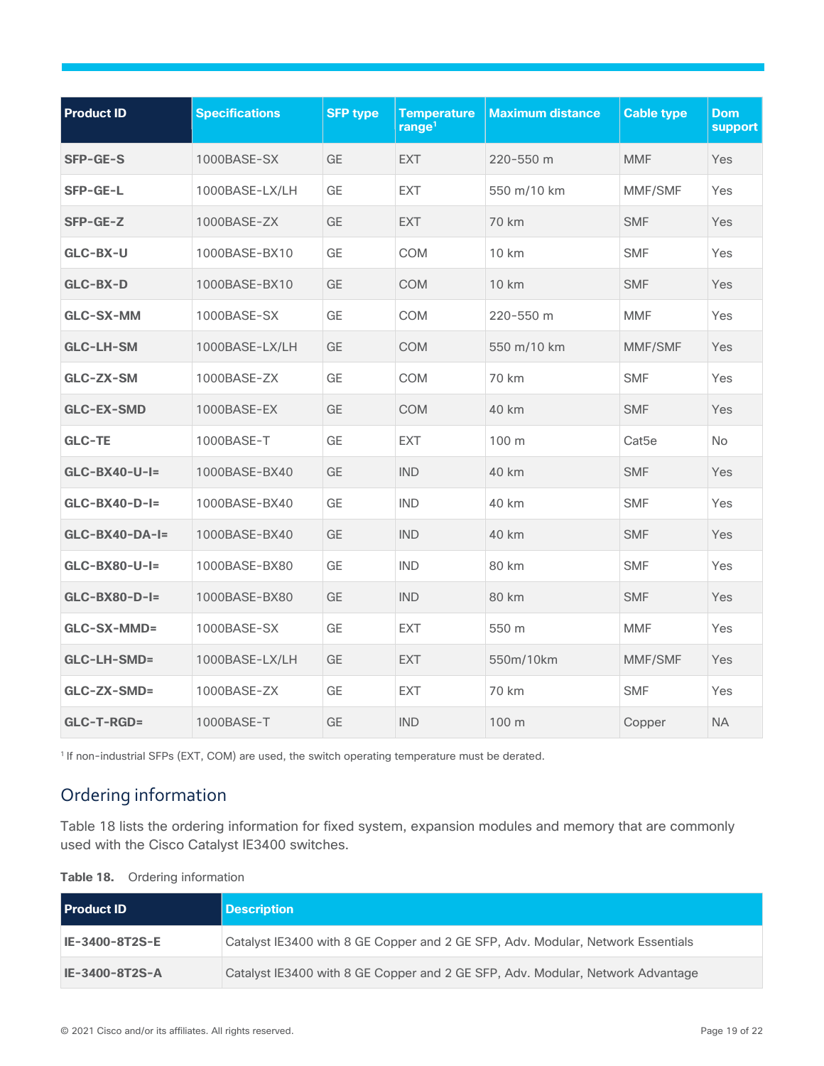| Product ID | Specifications | SFP type | Temperature range[1] | Maximum distance | Cable type | Dom support |
| --- | --- | --- | --- | --- | --- | --- |
| **SFP-GE-S** | 1000BASE-SX | GE | EXT | 220-550 m | MMF | Yes |
| **SFP-GE-L** | 1000BASE-LX/LH | GE | EXT | 550 m/10 km | MMF/SMF | Yes |
| **SFP-GE-Z** | 1000BASE-ZX | GE | EXT | 70 km | SMF | Yes |
| **GLC-BX-U** | 1000BASE-BX10 | GE | COM | 10 km | SMF | Yes |
| **GLC-BX-D** | 1000BASE-BX10 | GE | COM | 10 km | SMF | Yes |
| **GLC-SX-MM** | 1000BASE-SX | GE | COM | 220-550 m | MMF | Yes |
| **GLC-LH-SM** | 1000BASE-LX/LH | GE | COM | 550 m/10 km | MMF/SMF | Yes |
| **GLC-ZX-SM** | 1000BASE-ZX | GE | COM | 70 km | SMF | Yes |
| **GLC-EX-SMD** | 1000BASE-EX | GE | COM | 40 km | SMF | Yes |
| **GLC-TE** | 1000BASE-T | GE | EXT | 100 m | Cat5e | No |
| **GLC-BX40-U-I=** | 1000BASE-BX40 | GE | IND | 40 km | SMF | Yes |
| **GLC-BX40-D-I=** | 1000BASE-BX40 | GE | IND | 40 km | SMF | Yes |
| **GLC-BX40-DA-I=** | 1000BASE-BX40 | GE | IND | 40 km | SMF | Yes |
| **GLC-BX80-U-I=** | 1000BASE-BX80 | GE | IND | 80 km | SMF | Yes |
| **GLC-BX80-D-I=** | 1000BASE-BX80 | GE | IND | 80 km | SMF | Yes |
| **GLC-SX-MMD=** | 1000BASE-SX | GE | EXT | 550 m | MMF | Yes |
| **GLC-LH-SMD=** | 1000BASE-LX/LH | GE | EXT | 550m/10km | MMF/SMF | Yes |
| **GLC-ZX-SMD=** | 1000BASE-ZX | GE | EXT | 70 km | SMF | Yes |
| **GLC-T-RGD=** | 1000BASE-T | GE | IND | 100 m | Copper | NA |

[1] If non-industrial SFPs (EXT, COM) are used, the switch operating temperature must be derated.

## Ordering information

Table 18 lists the ordering information for fixed system, expansion modules and memory that are commonly used with the Cisco Catalyst IE3400 switches.

**Table 18.** Ordering information

| Product ID | Description |
| --- | --- |
| **IE-3400-8T2S-E** | Catalyst IE3400 with 8 GE Copper and 2 GE SFP, Adv. Modular, Network Essentials |
| **IE-3400-8T2S-A** | Catalyst IE3400 with 8 GE Copper and 2 GE SFP, Adv. Modular, Network Advantage |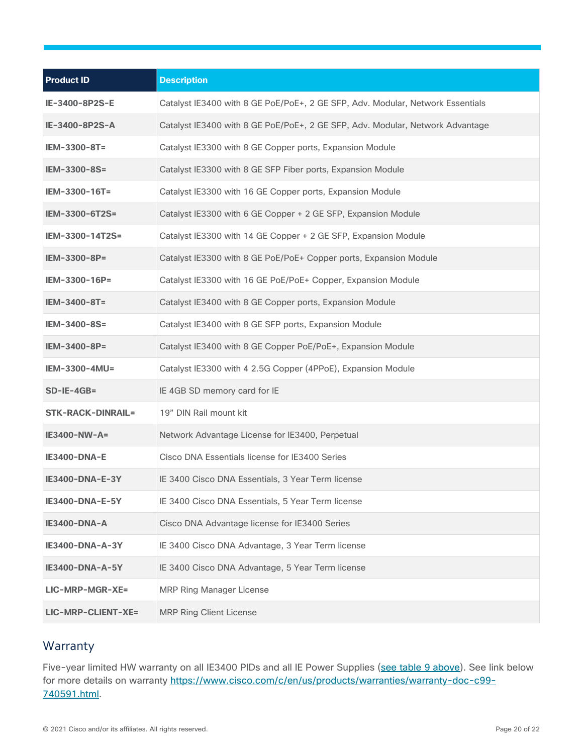| Product ID | Description |
| --- | --- |
| **IE-3400-8P2S-E** | Catalyst IE3400 with 8 GE PoE/PoE+, 2 GE SFP, Adv. Modular, Network Essentials |
| **IE-3400-8P2S-A** | Catalyst IE3400 with 8 GE PoE/PoE+, 2 GE SFP, Adv. Modular, Network Advantage |
| **IEM-3300-8T=** | Catalyst IE3300 with 8 GE Copper ports, Expansion Module |
| **IEM-3300-8S=** | Catalyst IE3300 with 8 GE SFP Fiber ports, Expansion Module |
| **IEM-3300-16T=** | Catalyst IE3300 with 16 GE Copper ports, Expansion Module |
| **IEM-3300-6T2S=** | Catalyst IE3300 with 6 GE Copper + 2 GE SFP, Expansion Module |
| **IEM-3300-14T2S=** | Catalyst IE3300 with 14 GE Copper + 2 GE SFP, Expansion Module |
| **IEM-3300-8P=** | Catalyst IE3300 with 8 GE PoE/PoE+ Copper ports, Expansion Module |
| **IEM-3300-16P=** | Catalyst IE3300 with 16 GE PoE/PoE+ Copper, Expansion Module |
| **IEM-3400-8T=** | Catalyst IE3400 with 8 GE Copper ports, Expansion Module |
| **IEM-3400-8S=** | Catalyst IE3400 with 8 GE SFP ports, Expansion Module |
| **IEM-3400-8P=** | Catalyst IE3400 with 8 GE Copper PoE/PoE+, Expansion Module |
| **IEM-3300-4MU=** | Catalyst IE3300 with 4 2.5G Copper (4PPoE), Expansion Module |
| **SD-IE-4GB=** | IE 4GB SD memory card for IE |
| **STK-RACK-DINRAIL=** | 19" DIN Rail mount kit |
| **IE3400-NW-A=** | Network Advantage License for IE3400, Perpetual |
| **IE3400-DNA-E** | Cisco DNA Essentials license for IE3400 Series |
| **IE3400-DNA-E-3Y** | IE 3400 Cisco DNA Essentials, 3 Year Term license |
| **IE3400-DNA-E-5Y** | IE 3400 Cisco DNA Essentials, 5 Year Term license |
| **IE3400-DNA-A** | Cisco DNA Advantage license for IE3400 Series |
| **IE3400-DNA-A-3Y** | IE 3400 Cisco DNA Advantage, 3 Year Term license |
| **IE3400-DNA-A-5Y** | IE 3400 Cisco DNA Advantage, 5 Year Term license |
| **LIC-MRP-MGR-XE=** | MRP Ring Manager License |
| **LIC-MRP-CLIENT-XE=** | MRP Ring Client License |

## Warranty

Five-year limited HW warranty on all IE3400 PIDs and all IE Power Supplies (see table 9 above). See link below for more details on warranty https://www.cisco.com/c/en/us/products/warranties/warranty-doc-c99-740591.html.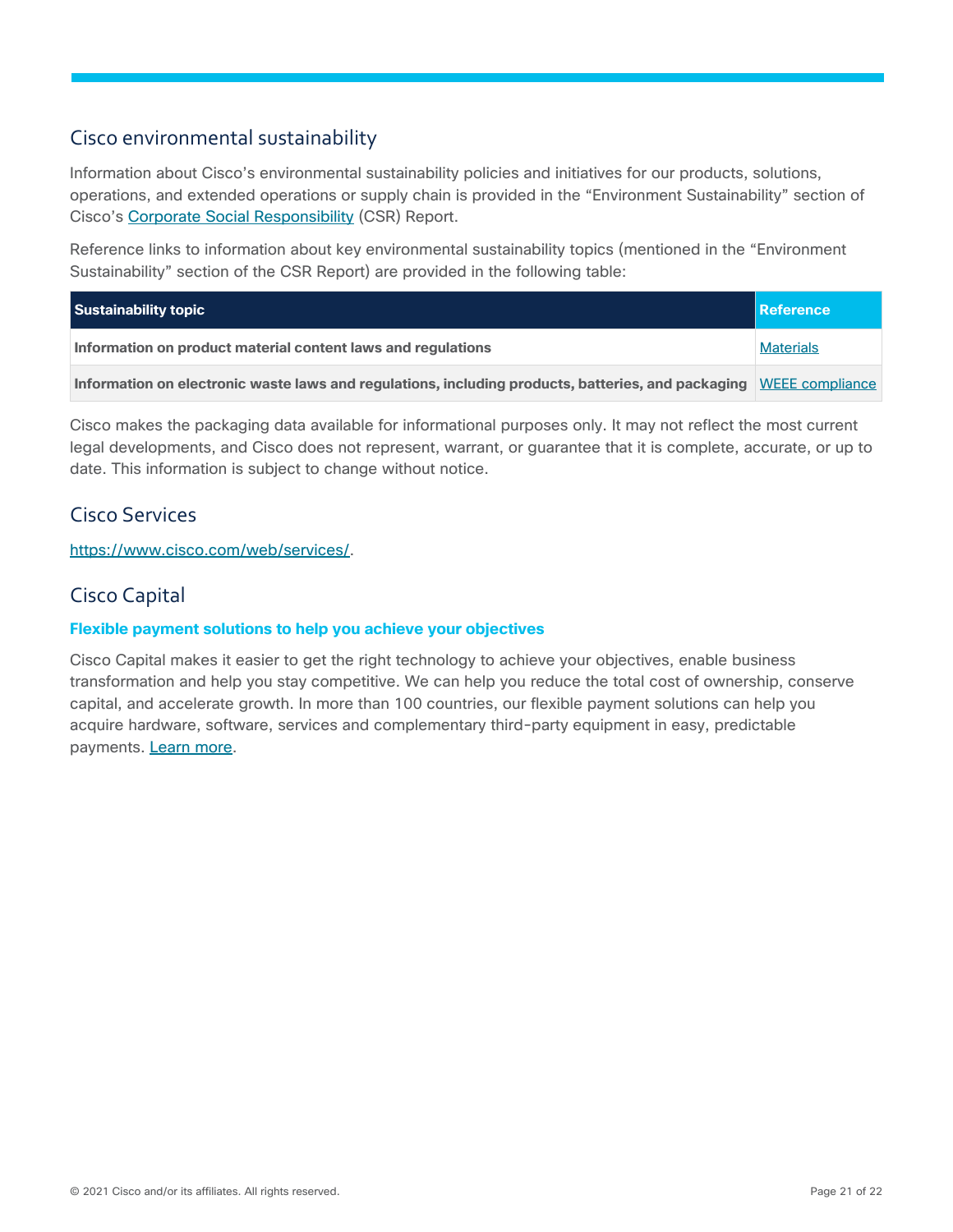## Cisco environmental sustainability

Information about Cisco's environmental sustainability policies and initiatives for our products, solutions, operations, and extended operations or supply chain is provided in the "Environment Sustainability" section of Cisco's Corporate Social Responsibility (CSR) Report.

Reference links to information about key environmental sustainability topics (mentioned in the "Environment Sustainability" section of the CSR Report) are provided in the following table:

| Sustainability topic | Reference |
| --- | --- |
| **Information on product material content laws and regulations** | Materials |
| **Information on electronic waste laws and regulations, including products, batteries, and packaging** | WEEE compliance |

Cisco makes the packaging data available for informational purposes only. It may not reflect the most current legal developments, and Cisco does not represent, warrant, or guarantee that it is complete, accurate, or up to date. This information is subject to change without notice.

## Cisco Services

https://www.cisco.com/web/services/.

## Cisco Capital

### Flexible payment solutions to help you achieve your objectives

Cisco Capital makes it easier to get the right technology to achieve your objectives, enable business transformation and help you stay competitive. We can help you reduce the total cost of ownership, conserve capital, and accelerate growth. In more than 100 countries, our flexible payment solutions can help you acquire hardware, software, services and complementary third-party equipment in easy, predictable payments. Learn more.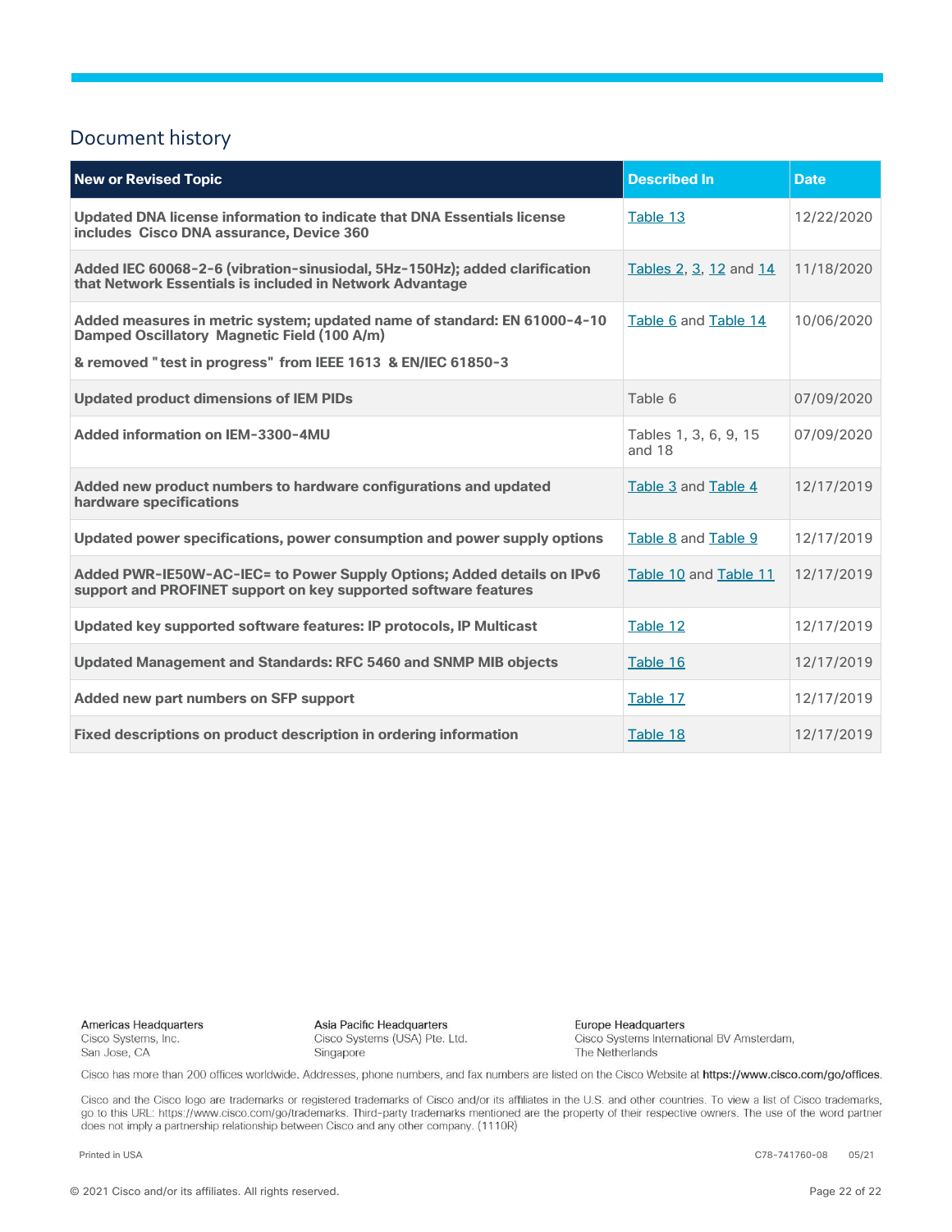## Document history

| New or Revised Topic | Described In | Date |
|---|---|---|
| **Updated DNA license information to indicate that DNA Essentials license includes Cisco DNA assurance, Device 360** | Table 13 | 12/22/2020 |
| **Added IEC 60068-2-6 (vibration-sinusiodal, 5Hz-150Hz); added clarification that Network Essentials is included in Network Advantage** | Tables 2, 3, 12 and 14 | 11/18/2020 |
| **Added measures in metric system; updated name of standard: EN 61000-4-10 Damped Oscillatory Magnetic Field (100 A/m)** <br> **& removed "test in progress" from IEEE 1613 & EN/IEC 61850-3** | Table 6 and Table 14 | 10/06/2020 |
| **Updated product dimensions of IEM PIDs** | Table 6 | 07/09/2020 |
| **Added information on IEM-3300-4MU** | Tables 1, 3, 6, 9, 15 and 18 | 07/09/2020 |
| **Added new product numbers to hardware configurations and updated hardware specifications** | Table 3 and Table 4 | 12/17/2019 |
| **Updated power specifications, power consumption and power supply options** | Table 8 and Table 9 | 12/17/2019 |
| **Added PWR-IE50W-AC-IEC= to Power Supply Options; Added details on IPv6 support and PROFINET support on key supported software features** | Table 10 and Table 11 | 12/17/2019 |
| **Updated key supported software features: IP protocols, IP Multicast** | Table 12 | 12/17/2019 |
| **Updated Management and Standards: RFC 5460 and SNMP MIB objects** | Table 16 | 12/17/2019 |
| **Added new part numbers on SFP support** | Table 17 | 12/17/2019 |
| **Fixed descriptions on product description in ordering information** | Table 18 | 12/17/2019 |

Americas Headquarters
Cisco Systems, Inc.
San Jose, CA

Asia Pacific Headquarters
Cisco Systems (USA) Pte. Ltd.
Singapore

Europe Headquarters
Cisco Systems International BV Amsterdam,
The Netherlands

Cisco has more than 200 offices worldwide. Addresses, phone numbers, and fax numbers are listed on the Cisco Website at https://www.cisco.com/go/offices.

Cisco and the Cisco logo are trademarks or registered trademarks of Cisco and/or its affiliates in the U.S. and other countries. To view a list of Cisco trademarks, go to this URL: https://www.cisco.com/go/trademarks. Third-party trademarks mentioned are the property of their respective owners. The use of the word partner does not imply a partnership relationship between Cisco and any other company. (1110R)

Printed in USA C78-741760-08 05/21

© 2021 Cisco and/or its affiliates. All rights reserved.